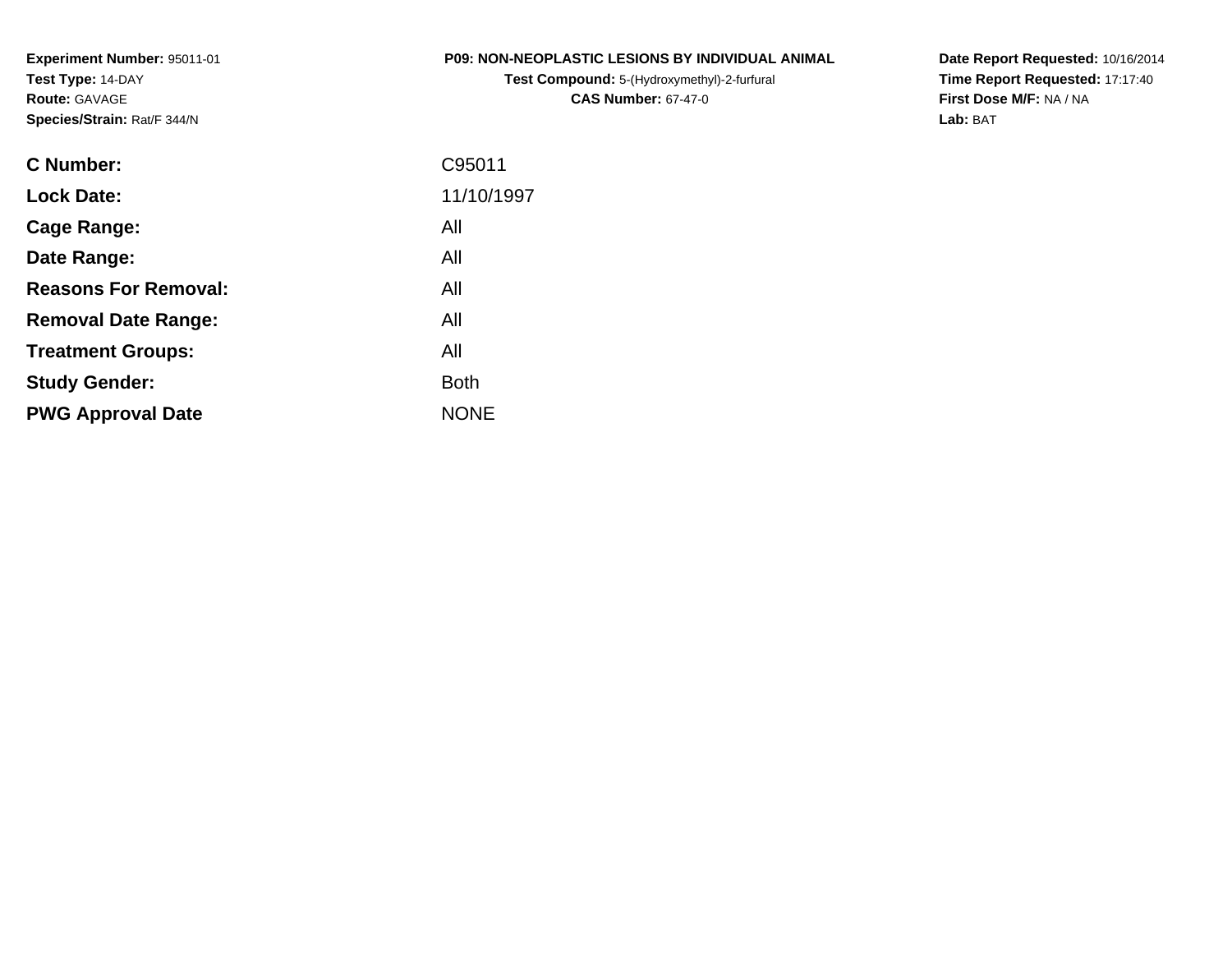**Experiment Number:** 95011-01
**Test Type:** 14-DAY
**Route:** GAVAGE
**Species/Strain:** Rat/F 344/N

**P09: NON-NEOPLASTIC LESIONS BY INDIVIDUAL ANIMAL**
**Test Compound:** 5-(Hydroxymethyl)-2-furfural
**CAS Number:** 67-47-0

**Date Report Requested:** 10/16/2014
**Time Report Requested:** 17:17:40
**First Dose M/F:** NA / NA
**Lab:** BAT

| | |
|---|---|
| **C Number:** | C95011 |
| **Lock Date:** | 11/10/1997 |
| **Cage Range:** | All |
| **Date Range:** | All |
| **Reasons For Removal:** | All |
| **Removal Date Range:** | All |
| **Treatment Groups:** | All |
| **Study Gender:** | Both |
| **PWG Approval Date** | NONE |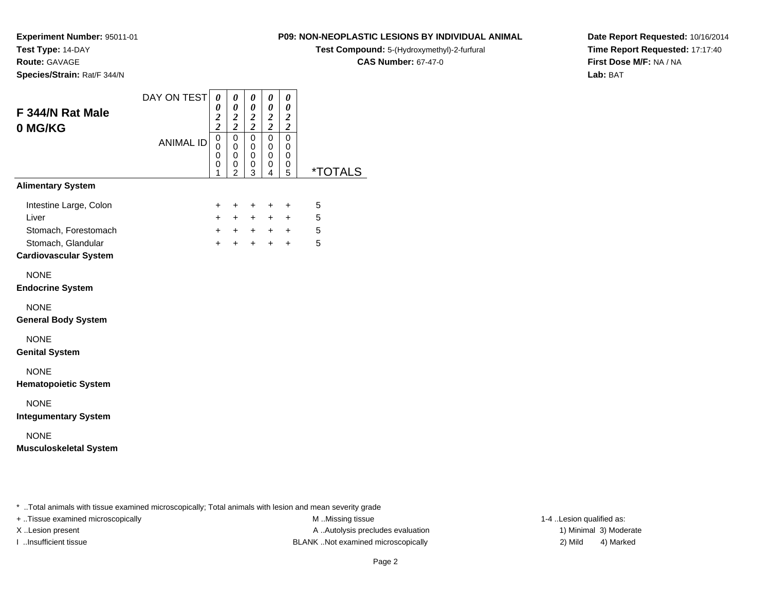**Experiment Number:** 95011-01
**Test Type:** 14-DAY
**Route:** GAVAGE
**Species/Strain:** Rat/F 344/N

**P09: NON-NEOPLASTIC LESIONS BY INDIVIDUAL ANIMAL**
**Test Compound:** 5-(Hydroxymethyl)-2-furfural
**CAS Number:** 67-47-0

**Date Report Requested:** 10/16/2014
**Time Report Requested:** 17:17:40
**First Dose M/F:** NA / NA
**Lab:** BAT

## F 344/N Rat Male 0 MG/KG

| DAY ON TEST | 0022 | 0022 | 0022 | 0022 | 0022 | |
|---|---|---|---|---|---|---|
| ANIMAL ID | 00001 | 00002 | 00003 | 00004 | 00005 | *TOTALS |
| **Alimentary System** | | | | | | |
| Intestine Large, Colon | + | + | + | + | + | 5 |
| Liver | + | + | + | + | + | 5 |
| Stomach, Forestomach | + | + | + | + | + | 5 |
| Stomach, Glandular | + | + | + | + | + | 5 |
| **Cardiovascular System** | | | | | | |
| NONE | | | | | | |
| **Endocrine System** | | | | | | |
| NONE | | | | | | |
| **General Body System** | | | | | | |
| NONE | | | | | | |
| **Genital System** | | | | | | |
| NONE | | | | | | |
| **Hematopoietic System** | | | | | | |
| NONE | | | | | | |
| **Integumentary System** | | | | | | |
| NONE | | | | | | |
| **Musculoskeletal System** | | | | | | |

* ..Total animals with tissue examined microscopically; Total animals with lesion and mean severity grade
+ ..Tissue examined microscopically
X ..Lesion present
I ..Insufficient tissue
M ..Missing tissue
A ..Autolysis precludes evaluation
BLANK ..Not examined microscopically
1-4 ..Lesion qualified as:
1) Minimal 3) Moderate
2) Mild 4) Marked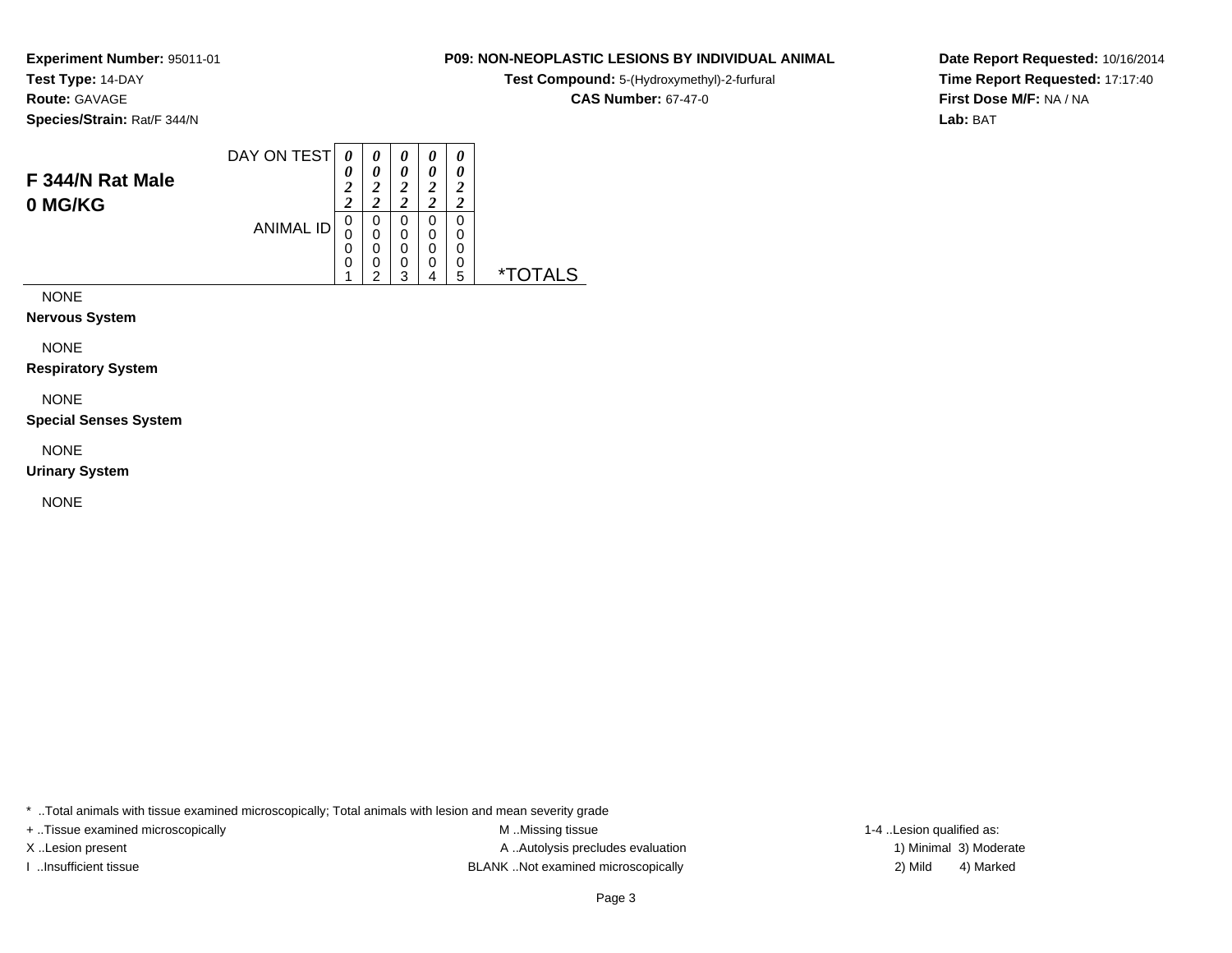**Experiment Number:** 95011-01
**Test Type:** 14-DAY
**Route:** GAVAGE
**Species/Strain:** Rat/F 344/N

**P09: NON-NEOPLASTIC LESIONS BY INDIVIDUAL ANIMAL**
**Test Compound:** 5-(Hydroxymethyl)-2-furfural
**CAS Number:** 67-47-0

**Date Report Requested:** 10/16/2014
**Time Report Requested:** 17:17:40
**First Dose M/F:** NA / NA
**Lab:** BAT

## F 344/N Rat Male
## 0 MG/KG

| DAY ON TEST | 0022 | 0022 | 0022 | 0022 | 0022 | |
|---|---|---|---|---|---|---|
| ANIMAL ID | 00001 | 00002 | 00003 | 00004 | 00005 | *TOTALS |

NONE

**Nervous System**

NONE

**Respiratory System**

NONE

**Special Senses System**

NONE

**Urinary System**

NONE

* ..Total animals with tissue examined microscopically; Total animals with lesion and mean severity grade
+ ..Tissue examined microscopically
X ..Lesion present
I ..Insufficient tissue
M ..Missing tissue
A ..Autolysis precludes evaluation
BLANK ..Not examined microscopically
1-4 ..Lesion qualified as:
1) Minimal 3) Moderate
2) Mild 4) Marked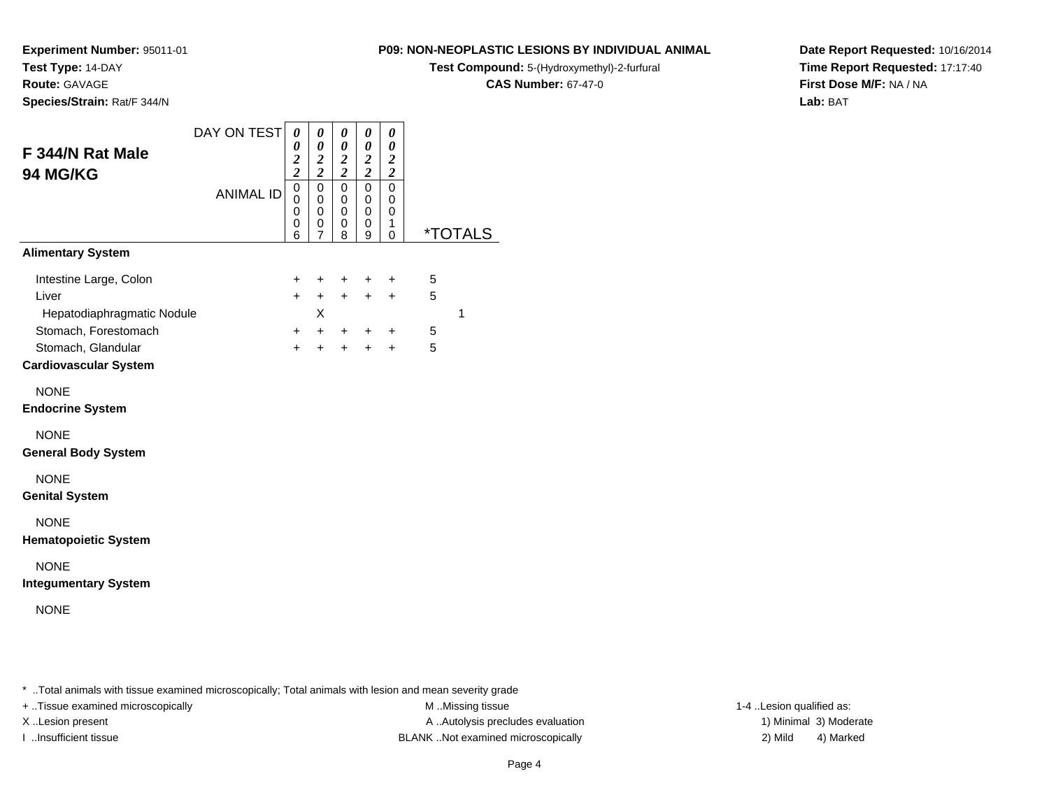**Experiment Number:** 95011-01
**Test Type:** 14-DAY
**Route:** GAVAGE
**Species/Strain:** Rat/F 344/N

**P09: NON-NEOPLASTIC LESIONS BY INDIVIDUAL ANIMAL**
**Test Compound:** 5-(Hydroxymethyl)-2-furfural
**CAS Number:** 67-47-0

**Date Report Requested:** 10/16/2014
**Time Report Requested:** 17:17:40
**First Dose M/F:** NA / NA
**Lab:** BAT

## F 344/N Rat Male
## 94 MG/KG

| DAY ON TEST | 0022 | 0022 | 0022 | 0022 | 0022 | | |
|---|---|---|---|---|---|---|---|
| ANIMAL ID | 00006 | 00007 | 00008 | 00009 | 00010 | *TOTALS | |
| **Alimentary System** | | | | | | | |
| Intestine Large, Colon | + | + | + | + | + | 5 | |
| Liver | + | + | + | + | + | 5 | |
| Hepatodiaphragmatic Nodule | | X | | | | | 1 |
| Stomach, Forestomach | + | + | + | + | + | 5 | |
| Stomach, Glandular | + | + | + | + | + | 5 | |
| **Cardiovascular System** | | | | | | | |
| NONE | | | | | | | |
| **Endocrine System** | | | | | | | |
| NONE | | | | | | | |
| **General Body System** | | | | | | | |
| NONE | | | | | | | |
| **Genital System** | | | | | | | |
| NONE | | | | | | | |
| **Hematopoietic System** | | | | | | | |
| NONE | | | | | | | |
| **Integumentary System** | | | | | | | |
| NONE | | | | | | | |

* ..Total animals with tissue examined microscopically; Total animals with lesion and mean severity grade

+ ..Tissue examined microscopically
X ..Lesion present
I ..Insufficient tissue

M ..Missing tissue
A ..Autolysis precludes evaluation
BLANK ..Not examined microscopically

1-4 ..Lesion qualified as:
1) Minimal 3) Moderate
2) Mild 4) Marked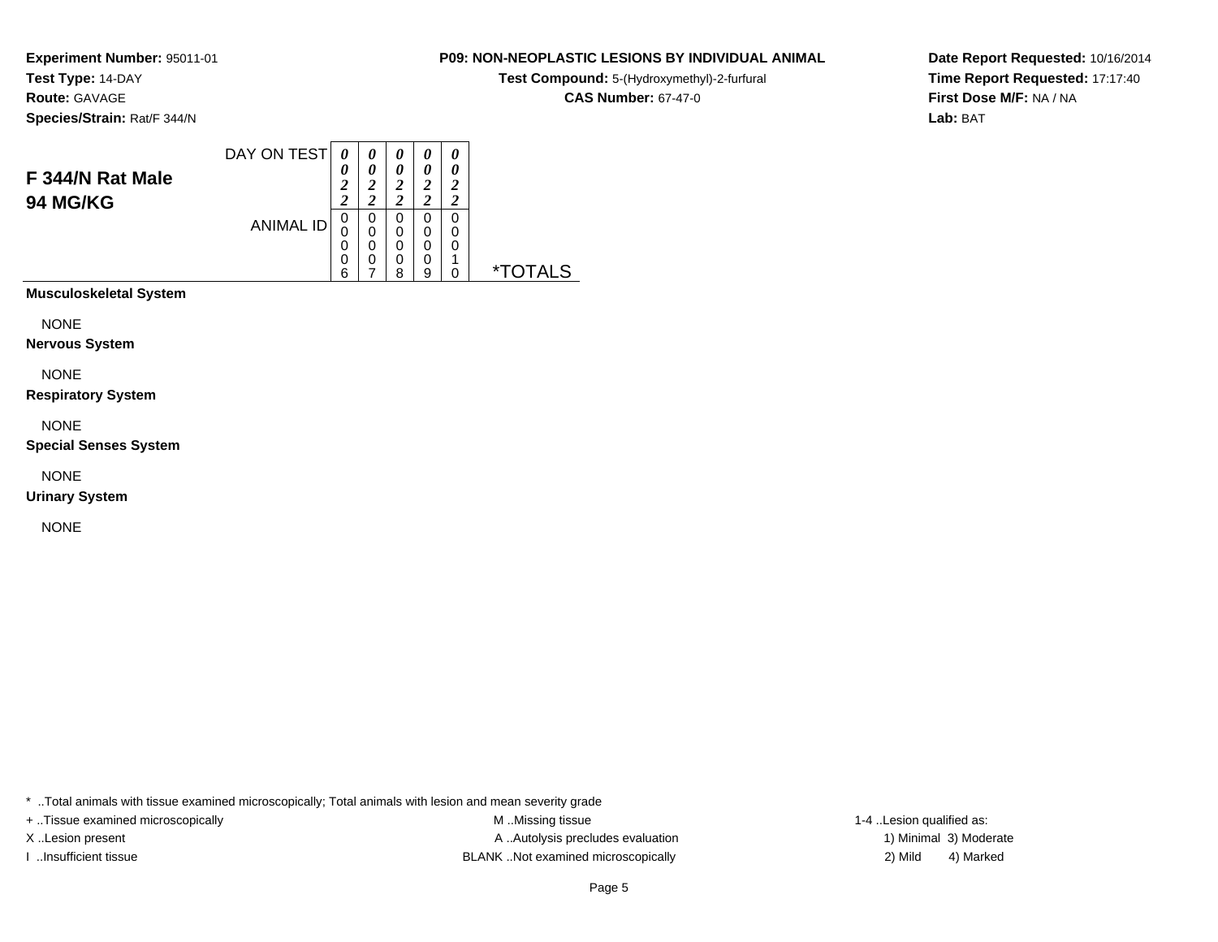**Experiment Number:** 95011-01
**Test Type:** 14-DAY
**Route:** GAVAGE
**Species/Strain:** Rat/F 344/N

**P09: NON-NEOPLASTIC LESIONS BY INDIVIDUAL ANIMAL**
**Test Compound:** 5-(Hydroxymethyl)-2-furfural
**CAS Number:** 67-47-0

**Date Report Requested:** 10/16/2014
**Time Report Requested:** 17:17:40
**First Dose M/F:** NA / NA
**Lab:** BAT

## F 344/N Rat Male 94 MG/KG

| DAY ON TEST | 0022 | 0022 | 0022 | 0022 | 0022 | |
|---|---|---|---|---|---|---|
| ANIMAL ID | 00006 | 00007 | 00008 | 00009 | 00010 | *TOTALS |
| **Musculoskeletal System** | | | | | | |
| NONE | | | | | | |
| **Nervous System** | | | | | | |
| NONE | | | | | | |
| **Respiratory System** | | | | | | |
| NONE | | | | | | |
| **Special Senses System** | | | | | | |
| NONE | | | | | | |
| **Urinary System** | | | | | | |
| NONE | | | | | | |

* ..Total animals with tissue examined microscopically; Total animals with lesion and mean severity grade

+ ..Tissue examined microscopically
X ..Lesion present
I ..Insufficient tissue

M ..Missing tissue
A ..Autolysis precludes evaluation
BLANK ..Not examined microscopically

1-4 ..Lesion qualified as:
1) Minimal 3) Moderate
2) Mild 4) Marked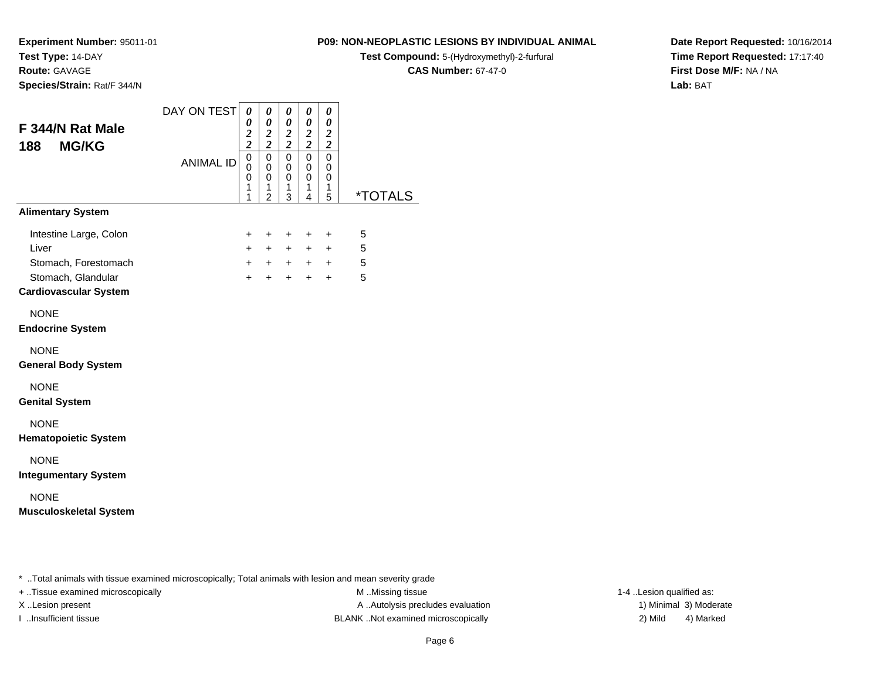**Experiment Number:** 95011-01
**Test Type:** 14-DAY
**Route:** GAVAGE
**Species/Strain:** Rat/F 344/N

**P09: NON-NEOPLASTIC LESIONS BY INDIVIDUAL ANIMAL**
**Test Compound:** 5-(Hydroxymethyl)-2-furfural
**CAS Number:** 67-47-0

**Date Report Requested:** 10/16/2014
**Time Report Requested:** 17:17:40
**First Dose M/F:** NA / NA
**Lab:** BAT

## F 344/N Rat Male
## 188 MG/KG

| DAY ON TEST | 0022 | 0022 | 0022 | 0022 | 0022 | |
|---|---|---|---|---|---|---|
| **ANIMAL ID** | 00011 | 00012 | 00013 | 00014 | 00015 | ***TOTALS** |
| **Alimentary System** | | | | | | |
| Intestine Large, Colon | + | + | + | + | + | 5 |
| Liver | + | + | + | + | + | 5 |
| Stomach, Forestomach | + | + | + | + | + | 5 |
| Stomach, Glandular | + | + | + | + | + | 5 |
| **Cardiovascular System** | | | | | | |
| NONE | | | | | | |
| **Endocrine System** | | | | | | |
| NONE | | | | | | |
| **General Body System** | | | | | | |
| NONE | | | | | | |
| **Genital System** | | | | | | |
| NONE | | | | | | |
| **Hematopoietic System** | | | | | | |
| NONE | | | | | | |
| **Integumentary System** | | | | | | |
| NONE | | | | | | |
| **Musculoskeletal System** | | | | | | |

* ..Total animals with tissue examined microscopically; Total animals with lesion and mean severity grade

+ ..Tissue examined microscopically
X ..Lesion present
I ..Insufficient tissue

M ..Missing tissue
A ..Autolysis precludes evaluation
BLANK ..Not examined microscopically

1-4 ..Lesion qualified as:
1) Minimal 3) Moderate
2) Mild 4) Marked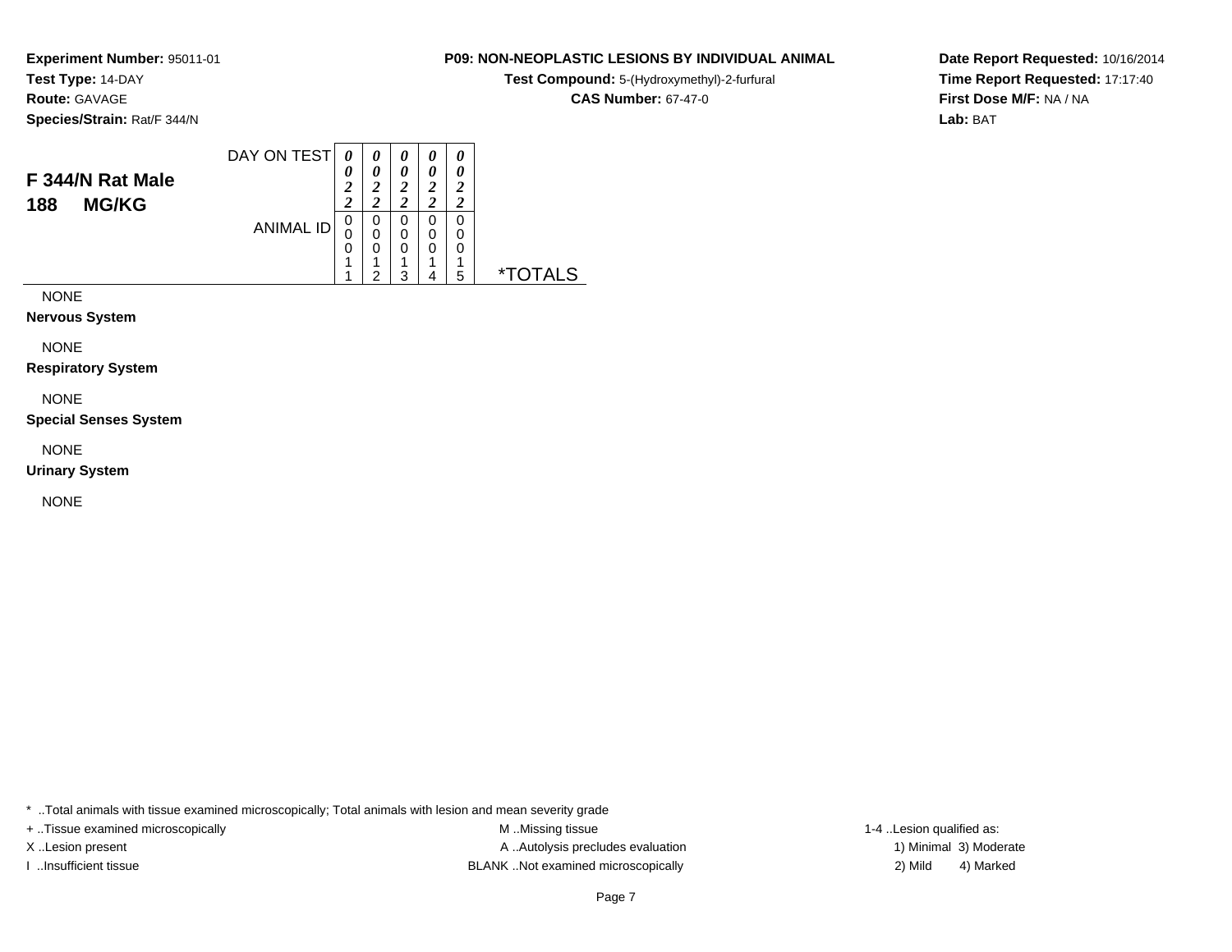**Experiment Number:** 95011-01
**Test Type:** 14-DAY
**Route:** GAVAGE
**Species/Strain:** Rat/F 344/N

**P09: NON-NEOPLASTIC LESIONS BY INDIVIDUAL ANIMAL**
**Test Compound:** 5-(Hydroxymethyl)-2-furfural
**CAS Number:** 67-47-0

**Date Report Requested:** 10/16/2014
**Time Report Requested:** 17:17:40
**First Dose M/F:** NA / NA
**Lab:** BAT

## F 344/N Rat Male
## 188 MG/KG

| DAY ON TEST | 0022 | 0022 | 0022 | 0022 | 0022 | |
|---|---|---|---|---|---|---|
| ANIMAL ID | 00011 | 00012 | 00013 | 00014 | 00015 | *TOTALS |

NONE

**Nervous System**

NONE

**Respiratory System**

NONE

**Special Senses System**

NONE

**Urinary System**

NONE

* ..Total animals with tissue examined microscopically; Total animals with lesion and mean severity grade
+ ..Tissue examined microscopically
X ..Lesion present
I ..Insufficient tissue
M ..Missing tissue
A ..Autolysis precludes evaluation
BLANK ..Not examined microscopically
1-4 ..Lesion qualified as:
1) Minimal 3) Moderate
2) Mild 4) Marked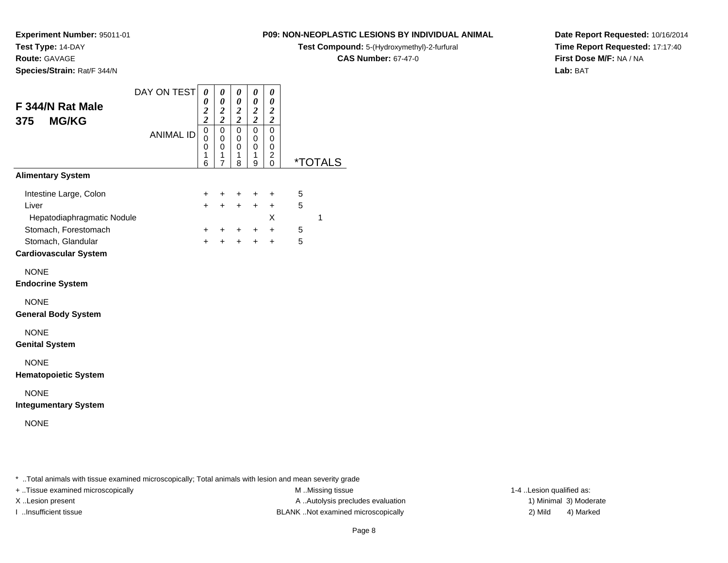**Experiment Number:** 95011-01
**Test Type:** 14-DAY
**Route:** GAVAGE
**Species/Strain:** Rat/F 344/N

**P09: NON-NEOPLASTIC LESIONS BY INDIVIDUAL ANIMAL**
**Test Compound:** 5-(Hydroxymethyl)-2-furfural
**CAS Number:** 67-47-0

**Date Report Requested:** 10/16/2014
**Time Report Requested:** 17:17:40
**First Dose M/F:** NA / NA
**Lab:** BAT

## F 344/N Rat Male 375 MG/KG

| DAY ON TEST | 0022 | 0022 | 0022 | 0022 | 0022 | *TOTALS | |
|---|---|---|---|---|---|---|---|
| ANIMAL ID | 00016 | 00017 | 00018 | 00019 | 00020 | | |
| **Alimentary System** | | | | | | | |
| Intestine Large, Colon | + | + | + | + | + | 5 | |
| Liver | + | + | + | + | + | 5 | |
| Hepatodiaphragmatic Nodule | | | | | X | | 1 |
| Stomach, Forestomach | + | + | + | + | + | 5 | |
| Stomach, Glandular | + | + | + | + | + | 5 | |
| **Cardiovascular System** | | | | | | | |
| NONE | | | | | | | |
| **Endocrine System** | | | | | | | |
| NONE | | | | | | | |
| **General Body System** | | | | | | | |
| NONE | | | | | | | |
| **Genital System** | | | | | | | |
| NONE | | | | | | | |
| **Hematopoietic System** | | | | | | | |
| NONE | | | | | | | |
| **Integumentary System** | | | | | | | |
| NONE | | | | | | | |

* ..Total animals with tissue examined microscopically; Total animals with lesion and mean severity grade
+ ..Tissue examined microscopically
X ..Lesion present
I ..Insufficient tissue

M ..Missing tissue
A ..Autolysis precludes evaluation
BLANK ..Not examined microscopically

1-4 ..Lesion qualified as:
1) Minimal 3) Moderate
2) Mild 4) Marked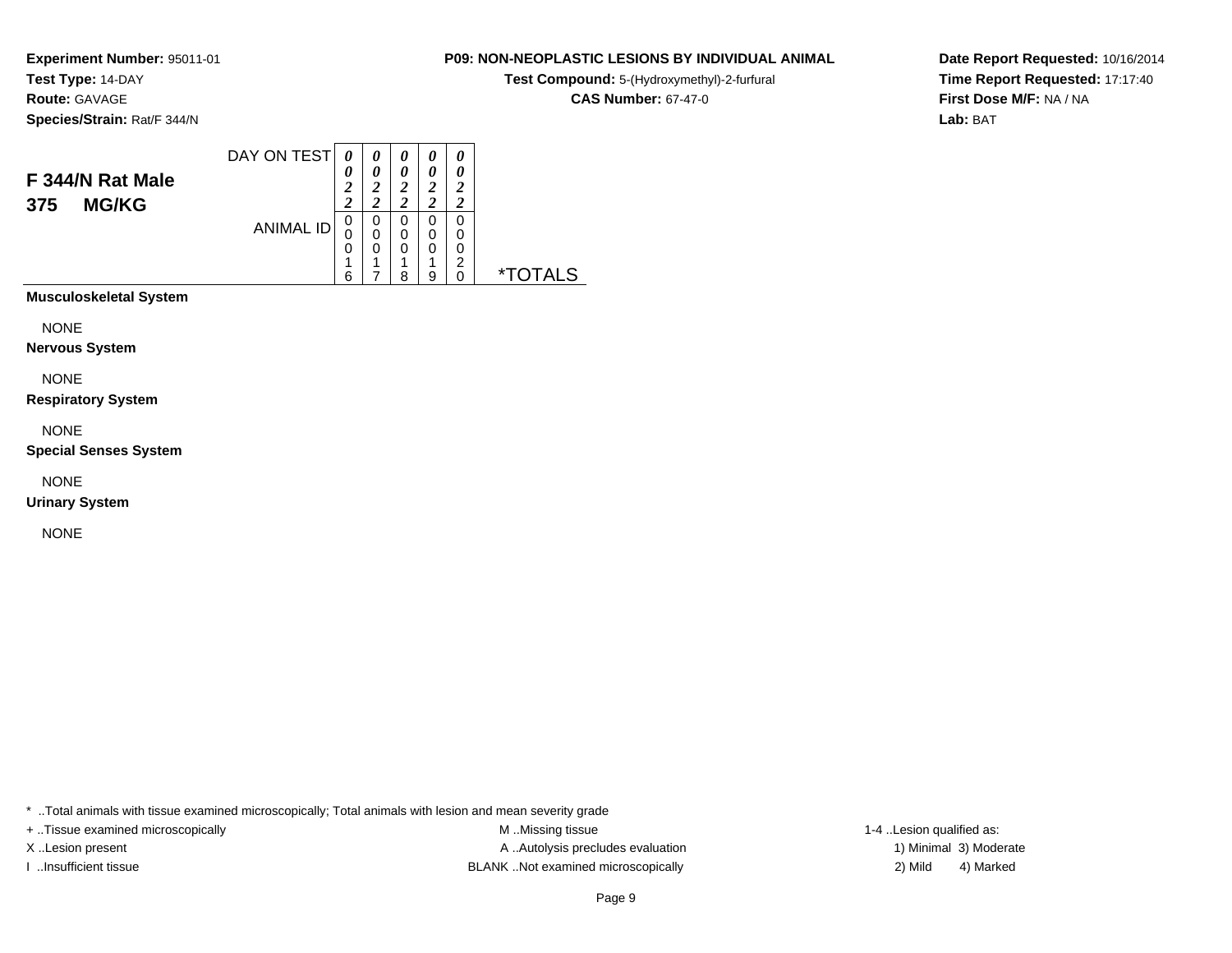**Experiment Number:** 95011-01
**Test Type:** 14-DAY
**Route:** GAVAGE
**Species/Strain:** Rat/F 344/N

**P09: NON-NEOPLASTIC LESIONS BY INDIVIDUAL ANIMAL**
**Test Compound:** 5-(Hydroxymethyl)-2-furfural
**CAS Number:** 67-47-0

**Date Report Requested:** 10/16/2014
**Time Report Requested:** 17:17:40
**First Dose M/F:** NA / NA
**Lab:** BAT

## F 344/N Rat Male 375 MG/KG

| DAY ON TEST | 0022 | 0022 | 0022 | 0022 | 0022 | |
|---|---|---|---|---|---|---|
| ANIMAL ID | 00016 | 00017 | 00018 | 00019 | 00020 | *TOTALS |
| **Musculoskeletal System** | | | | | | |
| NONE | | | | | | |
| **Nervous System** | | | | | | |
| NONE | | | | | | |
| **Respiratory System** | | | | | | |
| NONE | | | | | | |
| **Special Senses System** | | | | | | |
| NONE | | | | | | |
| **Urinary System** | | | | | | |
| NONE | | | | | | |

* ..Total animals with tissue examined microscopically; Total animals with lesion and mean severity grade
+ ..Tissue examined microscopically
X ..Lesion present
I ..Insufficient tissue
M ..Missing tissue
A ..Autolysis precludes evaluation
BLANK ..Not examined microscopically
1-4 ..Lesion qualified as:
1) Minimal 3) Moderate
2) Mild 4) Marked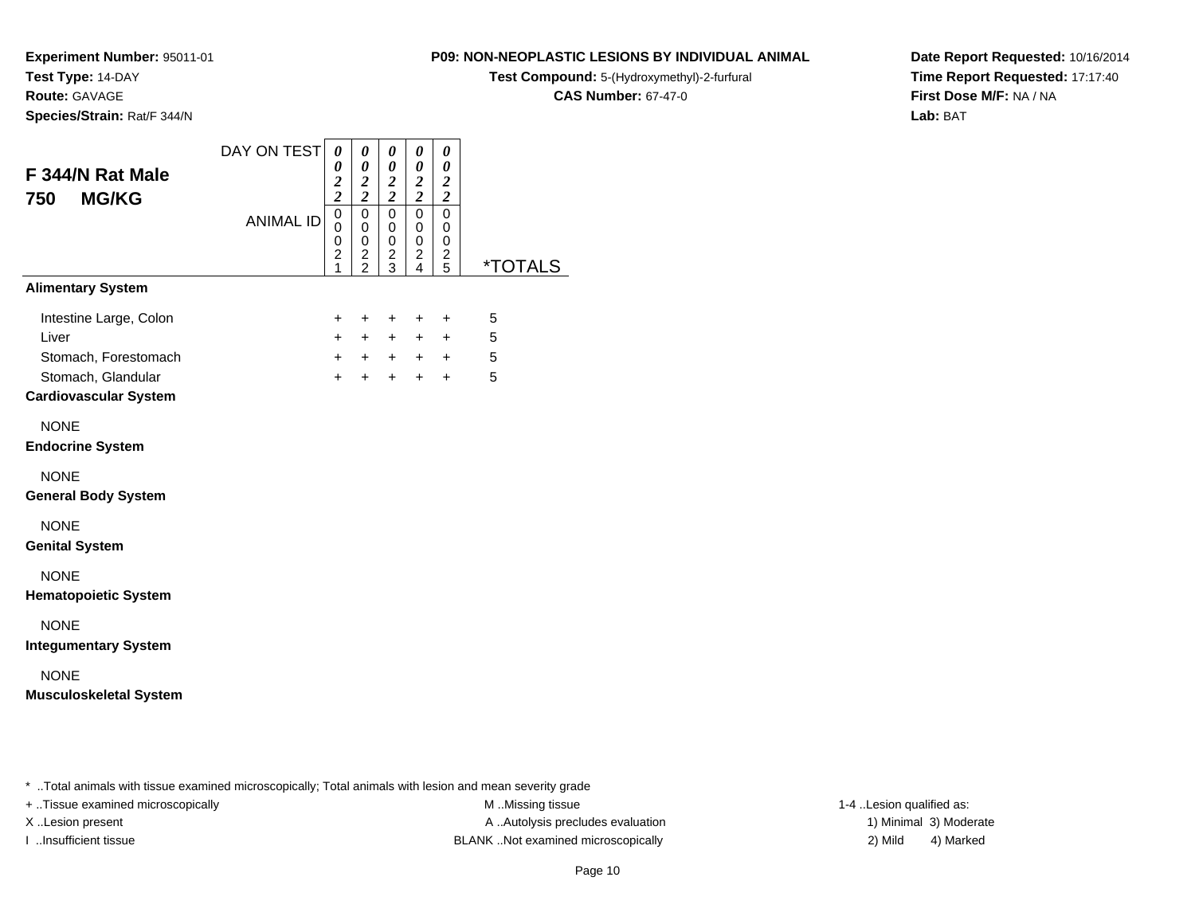**Experiment Number:** 95011-01
**Test Type:** 14-DAY
**Route:** GAVAGE
**Species/Strain:** Rat/F 344/N

**P09: NON-NEOPLASTIC LESIONS BY INDIVIDUAL ANIMAL**
**Test Compound:** 5-(Hydroxymethyl)-2-furfural
**CAS Number:** 67-47-0

**Date Report Requested:** 10/16/2014
**Time Report Requested:** 17:17:40
**First Dose M/F:** NA / NA
**Lab:** BAT

## F 344/N Rat Male
## 750 MG/KG

| | | | | | | |
|---|---|---|---|---|---|---|
| DAY ON TEST | 0022 | 0022 | 0022 | 0022 | 0022 | |
| ANIMAL ID | 00021 | 00022 | 00023 | 00024 | 00025 | *TOTALS |
| **Alimentary System** | | | | | | |
| Intestine Large, Colon | + | + | + | + | + | 5 |
| Liver | + | + | + | + | + | 5 |
| Stomach, Forestomach | + | + | + | + | + | 5 |
| Stomach, Glandular | + | + | + | + | + | 5 |
| **Cardiovascular System** | | | | | | |
| NONE | | | | | | |
| **Endocrine System** | | | | | | |
| NONE | | | | | | |
| **General Body System** | | | | | | |
| NONE | | | | | | |
| **Genital System** | | | | | | |
| NONE | | | | | | |
| **Hematopoietic System** | | | | | | |
| NONE | | | | | | |
| **Integumentary System** | | | | | | |
| NONE | | | | | | |
| **Musculoskeletal System** | | | | | | |

* ..Total animals with tissue examined microscopically; Total animals with lesion and mean severity grade

+ ..Tissue examined microscopically
X ..Lesion present
I ..Insufficient tissue

M ..Missing tissue
A ..Autolysis precludes evaluation
BLANK ..Not examined microscopically

1-4 ..Lesion qualified as:
1) Minimal 3) Moderate
2) Mild 4) Marked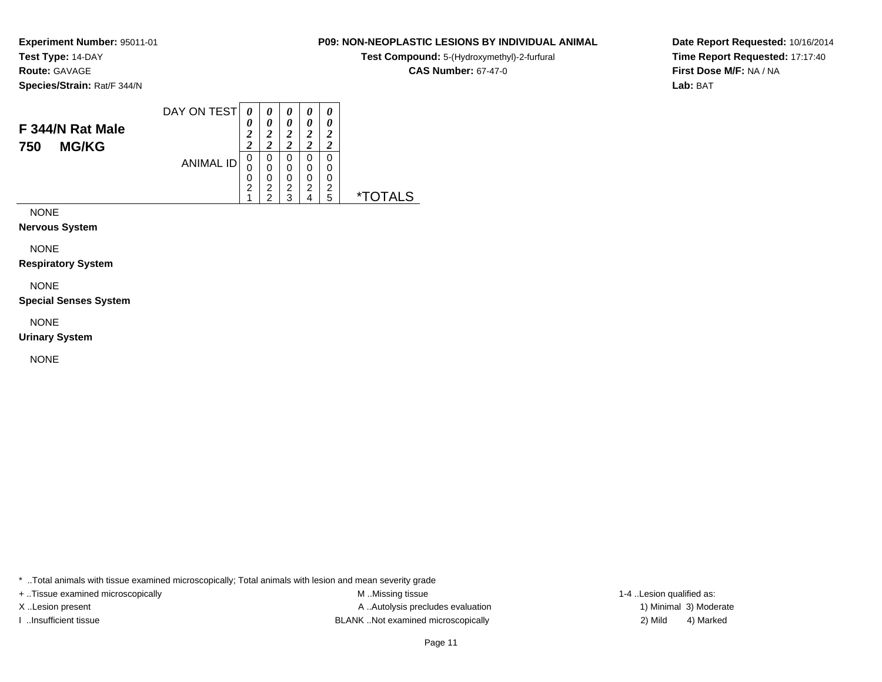**Experiment Number:** 95011-01
**Test Type:** 14-DAY
**Route:** GAVAGE
**Species/Strain:** Rat/F 344/N

**P09: NON-NEOPLASTIC LESIONS BY INDIVIDUAL ANIMAL**
**Test Compound:** 5-(Hydroxymethyl)-2-furfural
**CAS Number:** 67-47-0

**Date Report Requested:** 10/16/2014
**Time Report Requested:** 17:17:40
**First Dose M/F:** NA / NA
**Lab:** BAT

## F 344/N Rat Male
## 750 MG/KG

| | | | | | | |
|---|---|---|---|---|---|---|
| DAY ON TEST | 0022 | 0022 | 0022 | 0022 | 0022 | |
| ANIMAL ID | 00021 | 00022 | 00023 | 00024 | 00025 | *TOTALS |
| NONE | | | | | | |
| **Nervous System** | | | | | | |
| NONE | | | | | | |
| **Respiratory System** | | | | | | |
| NONE | | | | | | |
| **Special Senses System** | | | | | | |
| NONE | | | | | | |
| **Urinary System** | | | | | | |
| NONE | | | | | | |

* ..Total animals with tissue examined microscopically; Total animals with lesion and mean severity grade
+ ..Tissue examined microscopically
X ..Lesion present
I ..Insufficient tissue
M ..Missing tissue
A ..Autolysis precludes evaluation
BLANK ..Not examined microscopically
1-4 ..Lesion qualified as:
1) Minimal 3) Moderate
2) Mild 4) Marked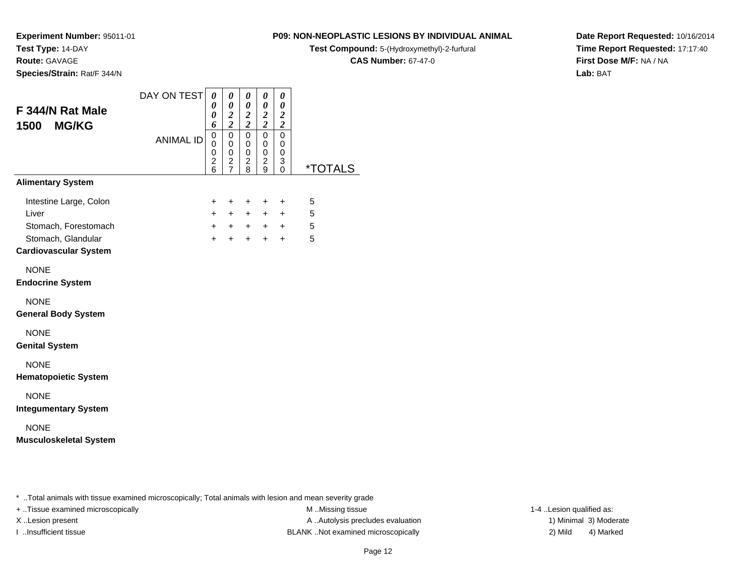**Experiment Number:** 95011-01
**Test Type:** 14-DAY
**Route:** GAVAGE
**Species/Strain:** Rat/F 344/N

**P09: NON-NEOPLASTIC LESIONS BY INDIVIDUAL ANIMAL**
**Test Compound:** 5-(Hydroxymethyl)-2-furfural
**CAS Number:** 67-47-0

**Date Report Requested:** 10/16/2014
**Time Report Requested:** 17:17:40
**First Dose M/F:** NA / NA
**Lab:** BAT

## F 344/N Rat Male 1500 MG/KG

| DAY ON TEST | 0006 | 0022 | 0022 | 0022 | 0022 | |
|---|---|---|---|---|---|---|
| ANIMAL ID | 00026 | 00027 | 00028 | 00029 | 00030 | *TOTALS |
| **Alimentary System** | | | | | | |
| Intestine Large, Colon | + | + | + | + | + | 5 |
| Liver | + | + | + | + | + | 5 |
| Stomach, Forestomach | + | + | + | + | + | 5 |
| Stomach, Glandular | + | + | + | + | + | 5 |
| **Cardiovascular System** | | | | | | |
| NONE | | | | | | |
| **Endocrine System** | | | | | | |
| NONE | | | | | | |
| **General Body System** | | | | | | |
| NONE | | | | | | |
| **Genital System** | | | | | | |
| NONE | | | | | | |
| **Hematopoietic System** | | | | | | |
| NONE | | | | | | |
| **Integumentary System** | | | | | | |
| NONE | | | | | | |
| **Musculoskeletal System** | | | | | | |

* ..Total animals with tissue examined microscopically; Total animals with lesion and mean severity grade
+ ..Tissue examined microscopically
X ..Lesion present
I ..Insufficient tissue

M ..Missing tissue
A ..Autolysis precludes evaluation
BLANK ..Not examined microscopically

1-4 ..Lesion qualified as:
1) Minimal 3) Moderate
2) Mild 4) Marked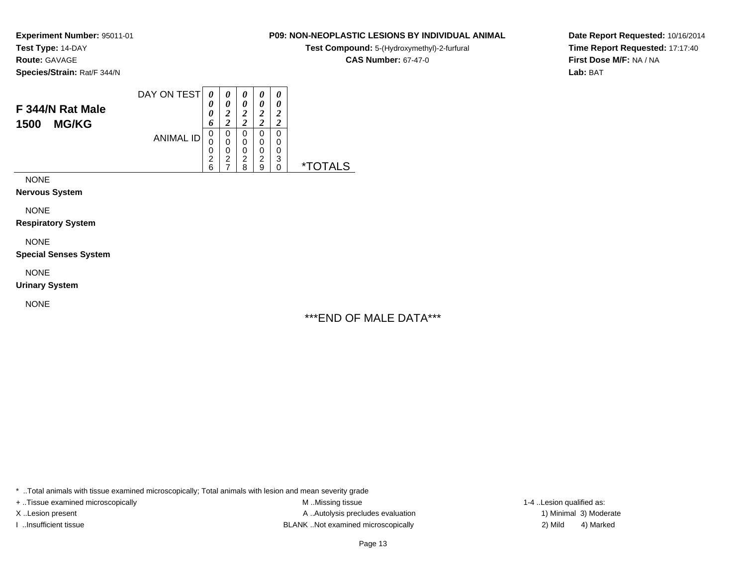**Experiment Number:** 95011-01
**Test Type:** 14-DAY
**Route:** GAVAGE
**Species/Strain:** Rat/F 344/N

**P09: NON-NEOPLASTIC LESIONS BY INDIVIDUAL ANIMAL**
**Test Compound:** 5-(Hydroxymethyl)-2-furfural
**CAS Number:** 67-47-0

**Date Report Requested:** 10/16/2014
**Time Report Requested:** 17:17:40
**First Dose M/F:** NA / NA
**Lab:** BAT

## F 344/N Rat Male 1500 MG/KG

| DAY ON TEST | 0006 | 0022 | 0022 | 0022 | 0022 | |
|---|---|---|---|---|---|---|
| ANIMAL ID | 00026 | 00027 | 00028 | 00029 | 00030 | *TOTALS |
| NONE | | | | | | |
| **Nervous System** | | | | | | |
| NONE | | | | | | |
| **Respiratory System** | | | | | | |
| NONE | | | | | | |
| **Special Senses System** | | | | | | |
| NONE | | | | | | |
| **Urinary System** | | | | | | |
| NONE | | | | | | |

***END OF MALE DATA***

* ..Total animals with tissue examined microscopically; Total animals with lesion and mean severity grade
+ ..Tissue examined microscopically
X ..Lesion present
I ..Insufficient tissue

M ..Missing tissue
A ..Autolysis precludes evaluation
BLANK ..Not examined microscopically

1-4 ..Lesion qualified as:
1) Minimal 3) Moderate
2) Mild 4) Marked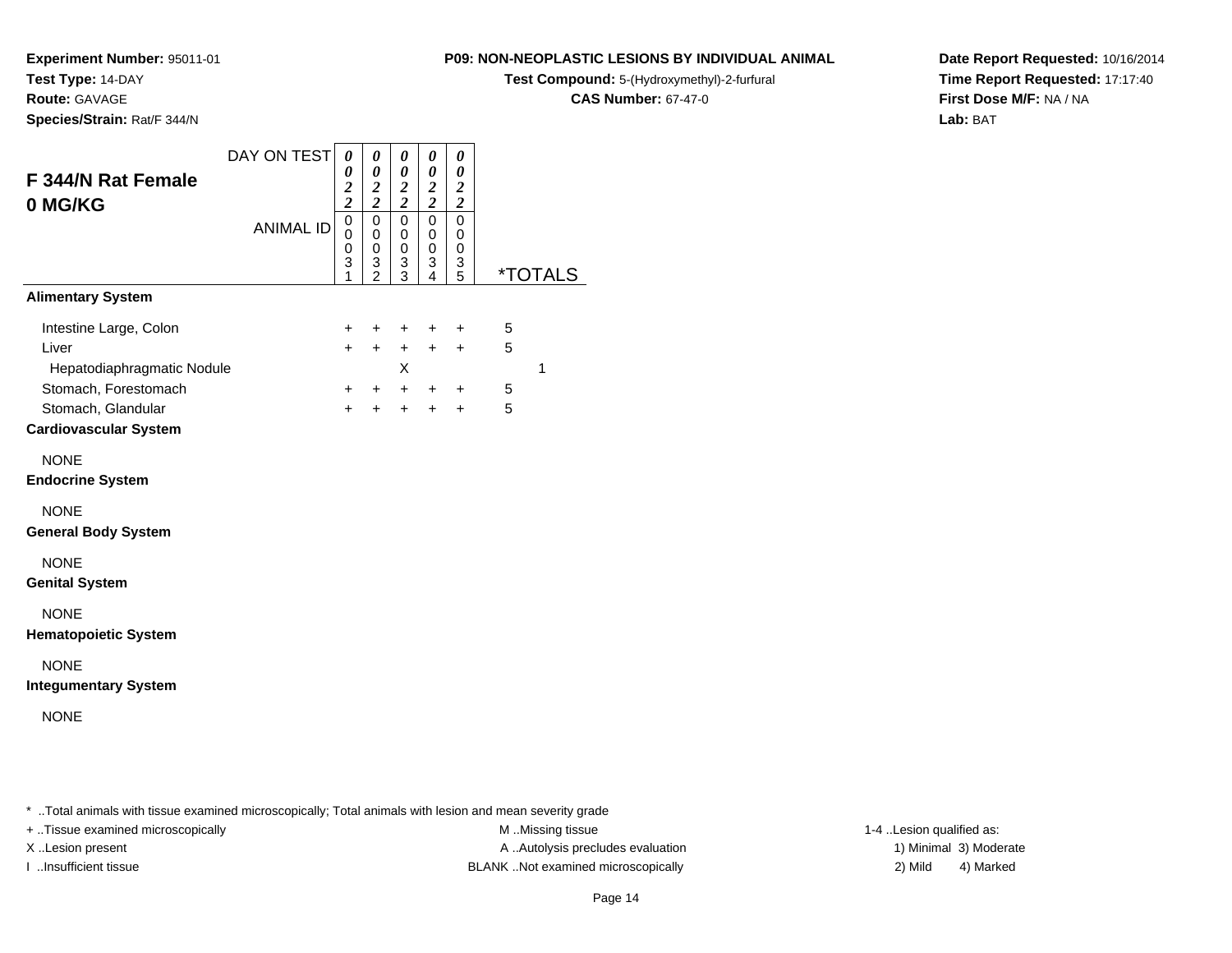**Experiment Number:** 95011-01
**Test Type:** 14-DAY
**Route:** GAVAGE
**Species/Strain:** Rat/F 344/N

**P09: NON-NEOPLASTIC LESIONS BY INDIVIDUAL ANIMAL**
**Test Compound:** 5-(Hydroxymethyl)-2-furfural
**CAS Number:** 67-47-0

**Date Report Requested:** 10/16/2014
**Time Report Requested:** 17:17:40
**First Dose M/F:** NA / NA
**Lab:** BAT

## F 344/N Rat Female 0 MG/KG

| DAY ON TEST | 0022 | 0022 | 0022 | 0022 | 0022 | | |
|---|---|---|---|---|---|---|---|
| ANIMAL ID | 00031 | 00032 | 00033 | 00034 | 00035 | *TOTALS | |
| **Alimentary System** | | | | | | | |
| Intestine Large, Colon | + | + | + | + | + | 5 | |
| Liver | + | + | + | + | + | 5 | |
| Hepatodiaphragmatic Nodule | | | X | | | | 1 |
| Stomach, Forestomach | + | + | + | + | + | 5 | |
| Stomach, Glandular | + | + | + | + | + | 5 | |
| **Cardiovascular System** | | | | | | | |
| NONE | | | | | | | |
| **Endocrine System** | | | | | | | |
| NONE | | | | | | | |
| **General Body System** | | | | | | | |
| NONE | | | | | | | |
| **Genital System** | | | | | | | |
| NONE | | | | | | | |
| **Hematopoietic System** | | | | | | | |
| NONE | | | | | | | |
| **Integumentary System** | | | | | | | |
| NONE | | | | | | | |

* ..Total animals with tissue examined microscopically; Total animals with lesion and mean severity grade
+ ..Tissue examined microscopically
X ..Lesion present
I ..Insufficient tissue
M ..Missing tissue
A ..Autolysis precludes evaluation
BLANK ..Not examined microscopically
1-4 ..Lesion qualified as:
1) Minimal 3) Moderate
2) Mild 4) Marked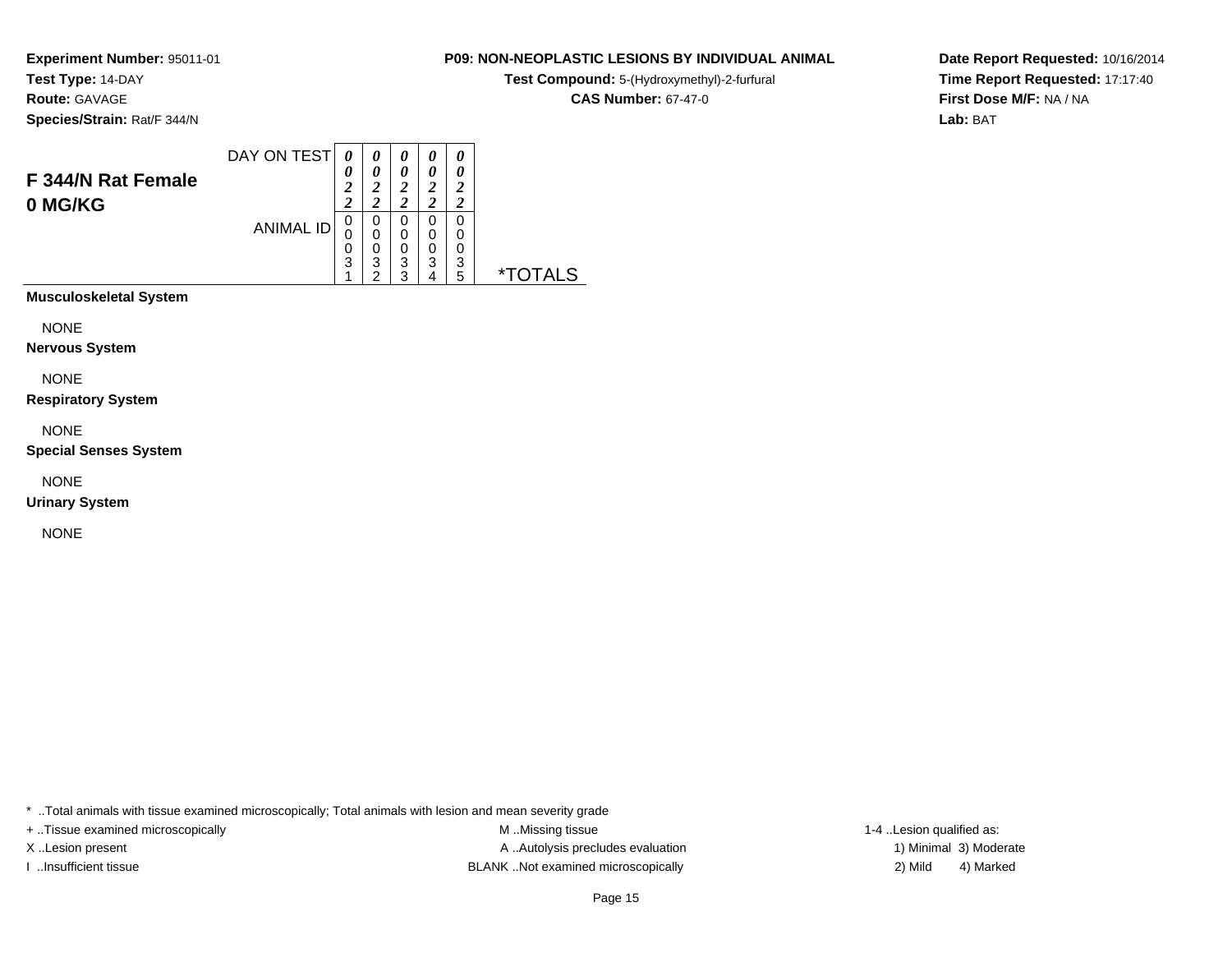**Experiment Number:** 95011-01
**Test Type:** 14-DAY
**Route:** GAVAGE
**Species/Strain:** Rat/F 344/N

**P09: NON-NEOPLASTIC LESIONS BY INDIVIDUAL ANIMAL**
**Test Compound:** 5-(Hydroxymethyl)-2-furfural
**CAS Number:** 67-47-0

**Date Report Requested:** 10/16/2014
**Time Report Requested:** 17:17:40
**First Dose M/F:** NA / NA
**Lab:** BAT

## F 344/N Rat Female 0 MG/KG

| | | | | | | |
|---|---|---|---|---|---|---|
| DAY ON TEST | 0022 | 0022 | 0022 | 0022 | 0022 | |
| ANIMAL ID | 00031 | 00032 | 00033 | 00034 | 00035 | *TOTALS |
| **Musculoskeletal System** | | | | | | |
| NONE | | | | | | |
| **Nervous System** | | | | | | |
| NONE | | | | | | |
| **Respiratory System** | | | | | | |
| NONE | | | | | | |
| **Special Senses System** | | | | | | |
| NONE | | | | | | |
| **Urinary System** | | | | | | |
| NONE | | | | | | |

* ..Total animals with tissue examined microscopically; Total animals with lesion and mean severity grade

+ ..Tissue examined microscopically
X ..Lesion present
I ..Insufficient tissue

M ..Missing tissue
A ..Autolysis precludes evaluation
BLANK ..Not examined microscopically

1-4 ..Lesion qualified as:
1) Minimal 3) Moderate
2) Mild 4) Marked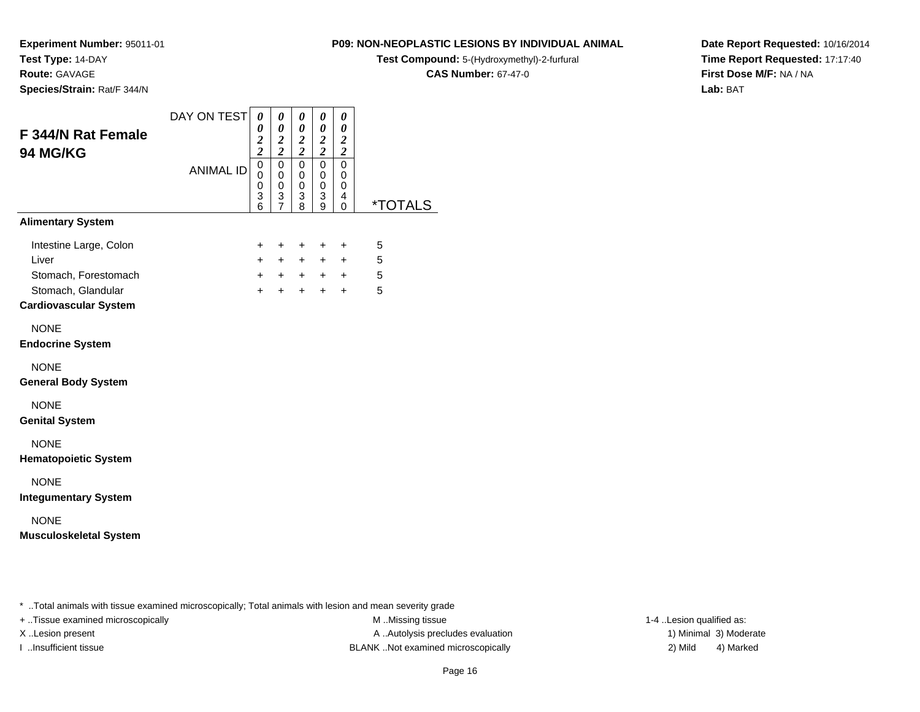**Experiment Number:** 95011-01
**Test Type:** 14-DAY
**Route:** GAVAGE
**Species/Strain:** Rat/F 344/N

**P09: NON-NEOPLASTIC LESIONS BY INDIVIDUAL ANIMAL**
**Test Compound:** 5-(Hydroxymethyl)-2-furfural
**CAS Number:** 67-47-0

**Date Report Requested:** 10/16/2014
**Time Report Requested:** 17:17:40
**First Dose M/F:** NA / NA
**Lab:** BAT

## F 344/N Rat Female
## 94 MG/KG

| DAY ON TEST | 0022 | 0022 | 0022 | 0022 | 0022 | |
|---|---|---|---|---|---|---|
| ANIMAL ID | 00036 | 00037 | 00038 | 00039 | 00040 | *TOTALS |
| **Alimentary System** | | | | | | |
| Intestine Large, Colon | + | + | + | + | + | 5 |
| Liver | + | + | + | + | + | 5 |
| Stomach, Forestomach | + | + | + | + | + | 5 |
| Stomach, Glandular | + | + | + | + | + | 5 |
| **Cardiovascular System** | | | | | | |
| NONE | | | | | | |
| **Endocrine System** | | | | | | |
| NONE | | | | | | |
| **General Body System** | | | | | | |
| NONE | | | | | | |
| **Genital System** | | | | | | |
| NONE | | | | | | |
| **Hematopoietic System** | | | | | | |
| NONE | | | | | | |
| **Integumentary System** | | | | | | |
| NONE | | | | | | |
| **Musculoskeletal System** | | | | | | |

* ..Total animals with tissue examined microscopically; Total animals with lesion and mean severity grade

+ ..Tissue examined microscopically
X ..Lesion present
I ..Insufficient tissue

M ..Missing tissue
A ..Autolysis precludes evaluation
BLANK ..Not examined microscopically

1-4 ..Lesion qualified as:
1) Minimal 3) Moderate
2) Mild 4) Marked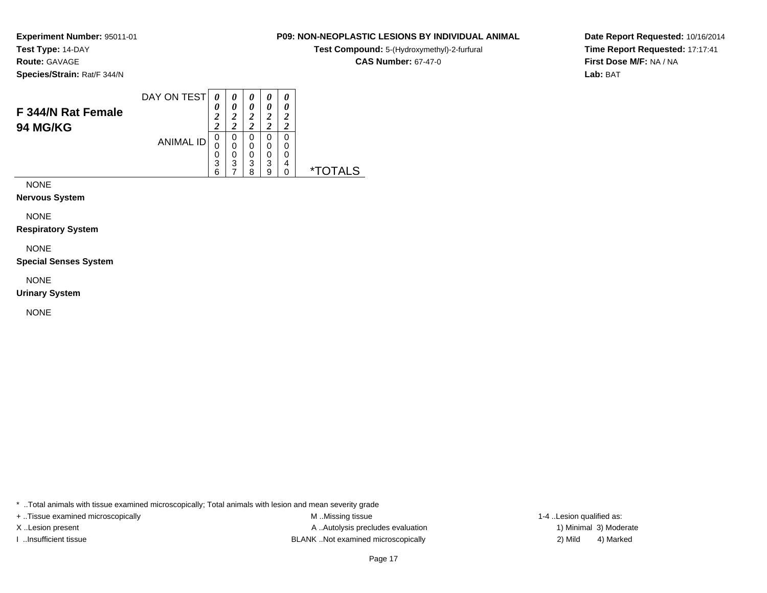**Experiment Number:** 95011-01
**Test Type:** 14-DAY
**Route:** GAVAGE
**Species/Strain:** Rat/F 344/N

**P09: NON-NEOPLASTIC LESIONS BY INDIVIDUAL ANIMAL**
**Test Compound:** 5-(Hydroxymethyl)-2-furfural
**CAS Number:** 67-47-0

**Date Report Requested:** 10/16/2014
**Time Report Requested:** 17:17:41
**First Dose M/F:** NA / NA
**Lab:** BAT

## F 344/N Rat Female
## 94 MG/KG

| | | | | | | |
|---|---|---|---|---|---|---|
| DAY ON TEST | 0022 | 0022 | 0022 | 0022 | 0022 | |
| ANIMAL ID | 00036 | 00037 | 00038 | 00039 | 00040 | *TOTALS |

NONE

**Nervous System**

NONE

**Respiratory System**

NONE

**Special Senses System**

NONE

**Urinary System**

NONE

* ..Total animals with tissue examined microscopically; Total animals with lesion and mean severity grade
+ ..Tissue examined microscopically
X ..Lesion present
I ..Insufficient tissue
M ..Missing tissue
A ..Autolysis precludes evaluation
BLANK ..Not examined microscopically
1-4 ..Lesion qualified as:
1) Minimal 3) Moderate
2) Mild 4) Marked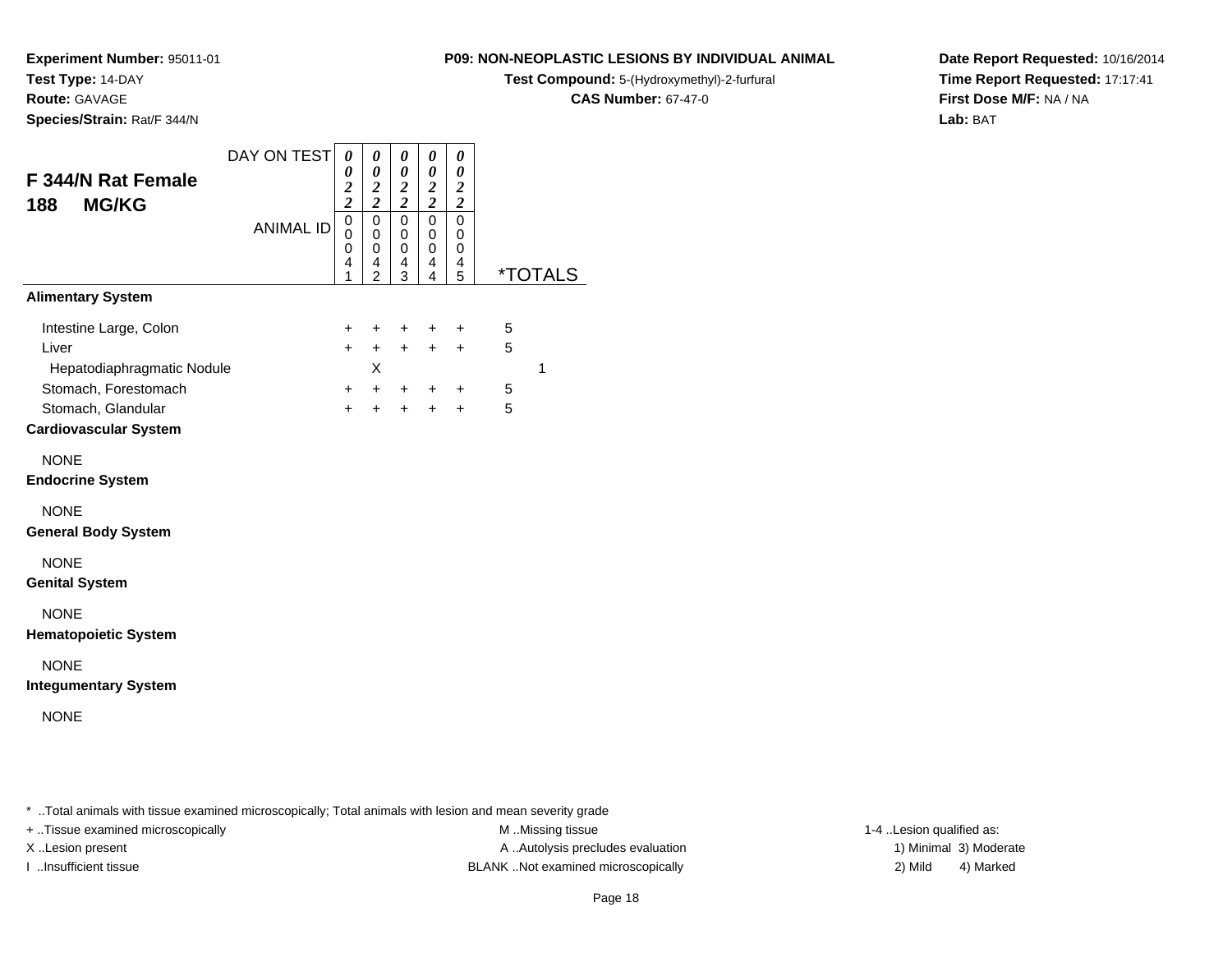**Experiment Number:** 95011-01
**Test Type:** 14-DAY
**Route:** GAVAGE
**Species/Strain:** Rat/F 344/N

**P09: NON-NEOPLASTIC LESIONS BY INDIVIDUAL ANIMAL**
**Test Compound:** 5-(Hydroxymethyl)-2-furfural
**CAS Number:** 67-47-0

**Date Report Requested:** 10/16/2014
**Time Report Requested:** 17:17:41
**First Dose M/F:** NA / NA
**Lab:** BAT

## F 344/N Rat Female 188 MG/KG

| DAY ON TEST | 0022 | 0022 | 0022 | 0022 | 0022 | |
|---|---|---|---|---|---|---|
| ANIMAL ID | 00041 | 00042 | 00043 | 00044 | 00045 | *TOTALS |
| **Alimentary System** | | | | | | |
| Intestine Large, Colon | + | + | + | + | + | 5 |
| Liver | + | + | + | + | + | 5 |
| Hepatodiaphragmatic Nodule | | X | | | | 1 |
| Stomach, Forestomach | + | + | + | + | + | 5 |
| Stomach, Glandular | + | + | + | + | + | 5 |
| **Cardiovascular System** | | | | | | |
| NONE | | | | | | |
| **Endocrine System** | | | | | | |
| NONE | | | | | | |
| **General Body System** | | | | | | |
| NONE | | | | | | |
| **Genital System** | | | | | | |
| NONE | | | | | | |
| **Hematopoietic System** | | | | | | |
| NONE | | | | | | |
| **Integumentary System** | | | | | | |
| NONE | | | | | | |

* ..Total animals with tissue examined microscopically; Total animals with lesion and mean severity grade

+ ..Tissue examined microscopically
X ..Lesion present
I ..Insufficient tissue

M ..Missing tissue
A ..Autolysis precludes evaluation
BLANK ..Not examined microscopically

1-4 ..Lesion qualified as:
1) Minimal 3) Moderate
2) Mild 4) Marked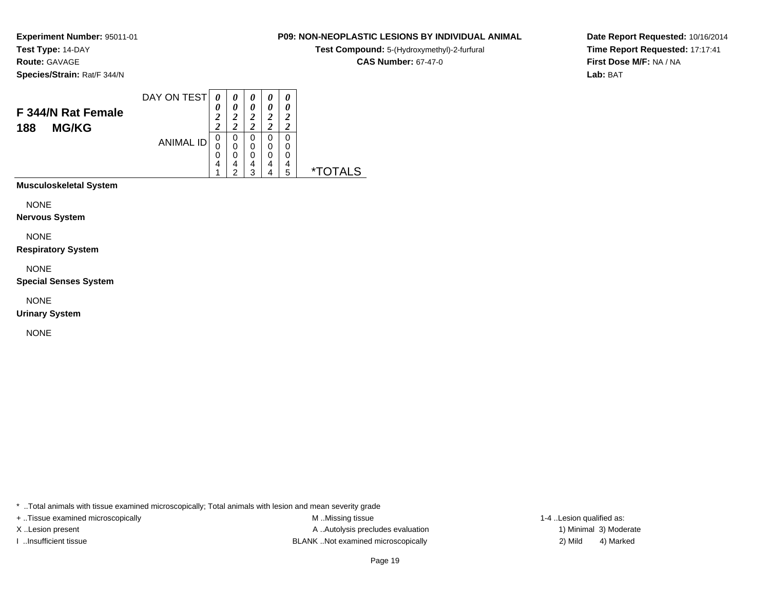**Experiment Number:** 95011-01
**Test Type:** 14-DAY
**Route:** GAVAGE
**Species/Strain:** Rat/F 344/N

**P09: NON-NEOPLASTIC LESIONS BY INDIVIDUAL ANIMAL**
**Test Compound:** 5-(Hydroxymethyl)-2-furfural
**CAS Number:** 67-47-0

**Date Report Requested:** 10/16/2014
**Time Report Requested:** 17:17:41
**First Dose M/F:** NA / NA
**Lab:** BAT

## F 344/N Rat Female
## 188 MG/KG

| | | | | | | |
|---|---|---|---|---|---|---|
| DAY ON TEST | 0022 | 0022 | 0022 | 0022 | 0022 | |
| ANIMAL ID | 00041 | 00042 | 00043 | 00044 | 00045 | *TOTALS |
| **Musculoskeletal System** | | | | | | |
| NONE | | | | | | |
| **Nervous System** | | | | | | |
| NONE | | | | | | |
| **Respiratory System** | | | | | | |
| NONE | | | | | | |
| **Special Senses System** | | | | | | |
| NONE | | | | | | |
| **Urinary System** | | | | | | |
| NONE | | | | | | |

* ..Total animals with tissue examined microscopically; Total animals with lesion and mean severity grade
+ ..Tissue examined microscopically
X ..Lesion present
I ..Insufficient tissue
M ..Missing tissue
A ..Autolysis precludes evaluation
BLANK ..Not examined microscopically
1-4 ..Lesion qualified as:
1) Minimal 3) Moderate
2) Mild 4) Marked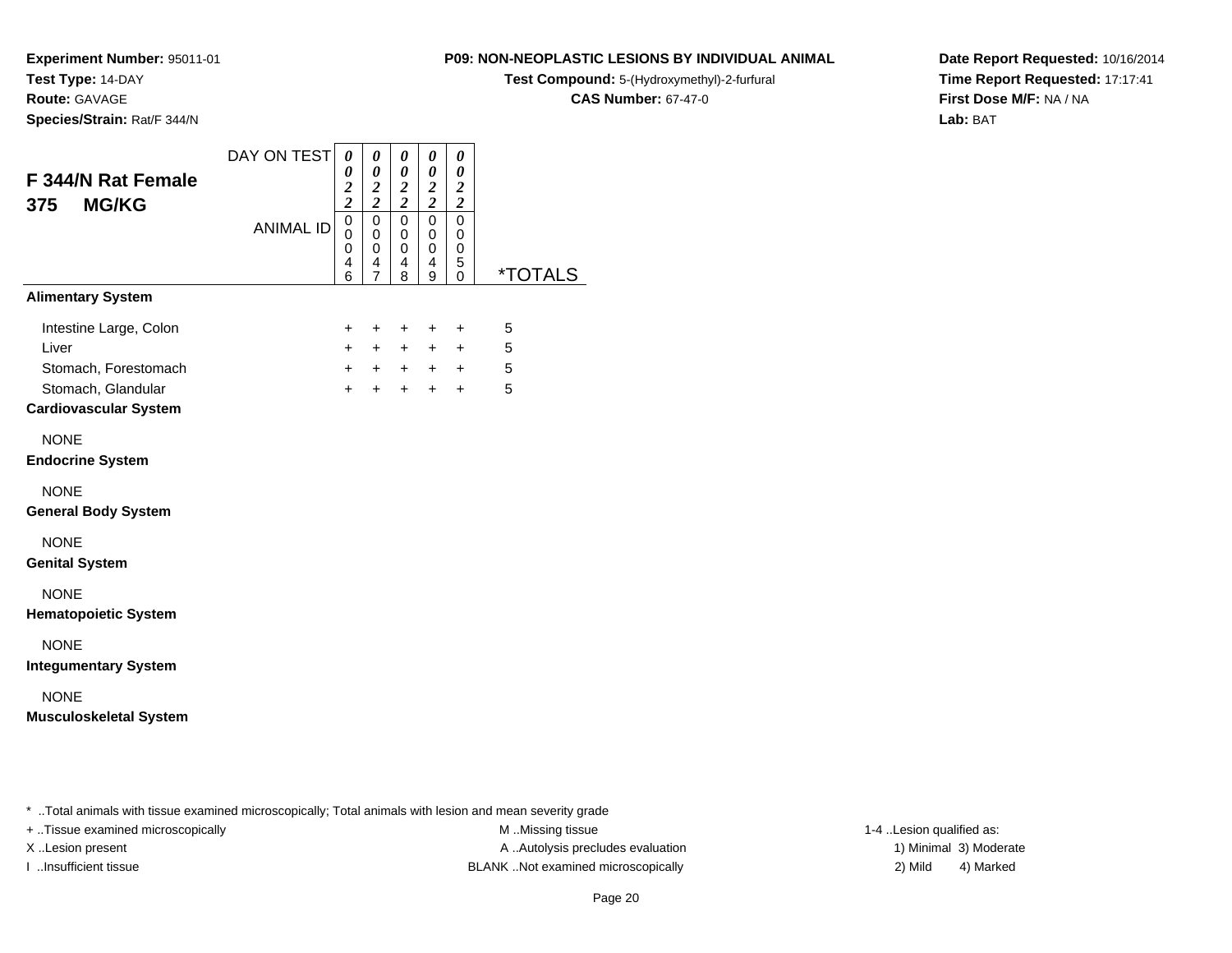**Experiment Number:** 95011-01
**Test Type:** 14-DAY
**Route:** GAVAGE
**Species/Strain:** Rat/F 344/N

**P09: NON-NEOPLASTIC LESIONS BY INDIVIDUAL ANIMAL**
**Test Compound:** 5-(Hydroxymethyl)-2-furfural
**CAS Number:** 67-47-0

**Date Report Requested:** 10/16/2014
**Time Report Requested:** 17:17:41
**First Dose M/F:** NA / NA
**Lab:** BAT

## F 344/N Rat Female
## 375 MG/KG

| | | | | | | |
|---|---|---|---|---|---|---|
| DAY ON TEST | 0022 | 0022 | 0022 | 0022 | 0022 | |
| ANIMAL ID | 00046 | 00047 | 00048 | 00049 | 00050 | *TOTALS |
| **Alimentary System** | | | | | | |
| Intestine Large, Colon | + | + | + | + | + | 5 |
| Liver | + | + | + | + | + | 5 |
| Stomach, Forestomach | + | + | + | + | + | 5 |
| Stomach, Glandular | + | + | + | + | + | 5 |
| **Cardiovascular System** | | | | | | |
| NONE | | | | | | |
| **Endocrine System** | | | | | | |
| NONE | | | | | | |
| **General Body System** | | | | | | |
| NONE | | | | | | |
| **Genital System** | | | | | | |
| NONE | | | | | | |
| **Hematopoietic System** | | | | | | |
| NONE | | | | | | |
| **Integumentary System** | | | | | | |
| NONE | | | | | | |
| **Musculoskeletal System** | | | | | | |

* ..Total animals with tissue examined microscopically; Total animals with lesion and mean severity grade
+ ..Tissue examined microscopically
X ..Lesion present
I ..Insufficient tissue
M ..Missing tissue
A ..Autolysis precludes evaluation
BLANK ..Not examined microscopically
1-4 ..Lesion qualified as:
1) Minimal 3) Moderate
2) Mild 4) Marked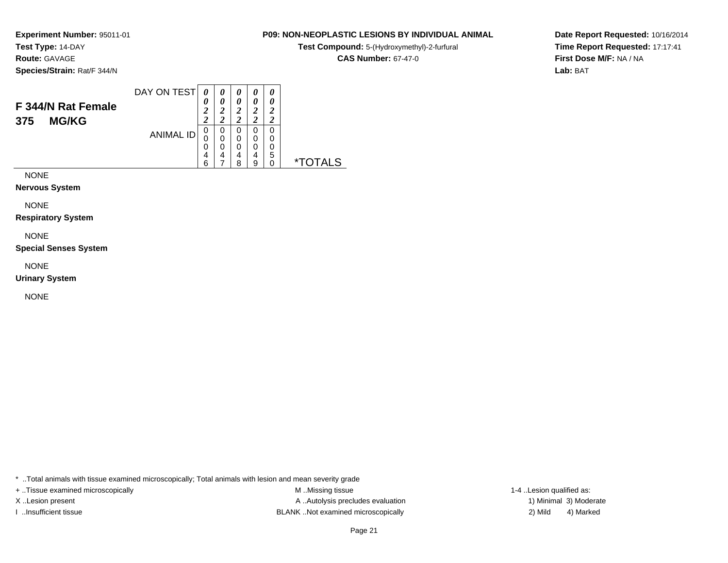**Experiment Number:** 95011-01
**Test Type:** 14-DAY
**Route:** GAVAGE
**Species/Strain:** Rat/F 344/N

**P09: NON-NEOPLASTIC LESIONS BY INDIVIDUAL ANIMAL**
**Test Compound:** 5-(Hydroxymethyl)-2-furfural
**CAS Number:** 67-47-0

**Date Report Requested:** 10/16/2014
**Time Report Requested:** 17:17:41
**First Dose M/F:** NA / NA
**Lab:** BAT

## F 344/N Rat Female 375 MG/KG

| | | | | | | |
|---|---|---|---|---|---|---|
| DAY ON TEST | 0022 | 0022 | 0022 | 0022 | 0022 | |
| ANIMAL ID | 00046 | 00047 | 00048 | 00049 | 00050 | *TOTALS |

NONE

**Nervous System**

NONE

**Respiratory System**

NONE

**Special Senses System**

NONE

**Urinary System**

NONE

* ..Total animals with tissue examined microscopically; Total animals with lesion and mean severity grade
+ ..Tissue examined microscopically
X ..Lesion present
I ..Insufficient tissue
M ..Missing tissue
A ..Autolysis precludes evaluation
BLANK ..Not examined microscopically
1-4 ..Lesion qualified as:
1) Minimal 3) Moderate
2) Mild 4) Marked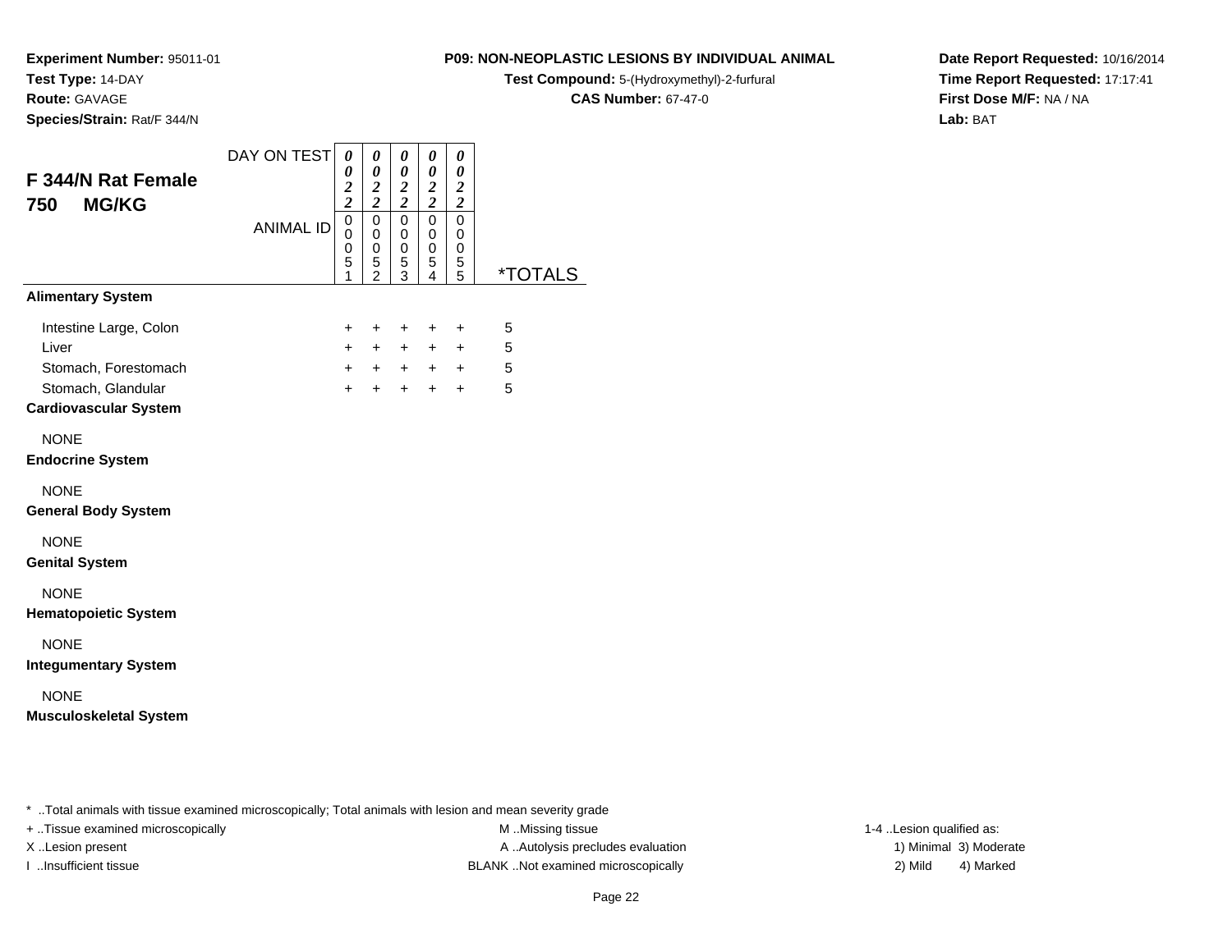**Experiment Number:** 95011-01
**Test Type:** 14-DAY
**Route:** GAVAGE
**Species/Strain:** Rat/F 344/N

**P09: NON-NEOPLASTIC LESIONS BY INDIVIDUAL ANIMAL**
**Test Compound:** 5-(Hydroxymethyl)-2-furfural
**CAS Number:** 67-47-0

**Date Report Requested:** 10/16/2014
**Time Report Requested:** 17:17:41
**First Dose M/F:** NA / NA
**Lab:** BAT

## F 344/N Rat Female 750 MG/KG

| DAY ON TEST | 0022 | 0022 | 0022 | 0022 | 0022 | |
|---|---|---|---|---|---|---|
| **ANIMAL ID** | 00051 | 00052 | 00053 | 00054 | 00055 | ***TOTALS** |
| **Alimentary System** | | | | | | |
| Intestine Large, Colon | + | + | + | + | + | 5 |
| Liver | + | + | + | + | + | 5 |
| Stomach, Forestomach | + | + | + | + | + | 5 |
| Stomach, Glandular | + | + | + | + | + | 5 |
| **Cardiovascular System** | | | | | | |
| NONE | | | | | | |
| **Endocrine System** | | | | | | |
| NONE | | | | | | |
| **General Body System** | | | | | | |
| NONE | | | | | | |
| **Genital System** | | | | | | |
| NONE | | | | | | |
| **Hematopoietic System** | | | | | | |
| NONE | | | | | | |
| **Integumentary System** | | | | | | |
| NONE | | | | | | |
| **Musculoskeletal System** | | | | | | |

* ..Total animals with tissue examined microscopically; Total animals with lesion and mean severity grade
+ ..Tissue examined microscopically
X ..Lesion present
I ..Insufficient tissue
M ..Missing tissue
A ..Autolysis precludes evaluation
BLANK ..Not examined microscopically
1-4 ..Lesion qualified as:
1) Minimal 3) Moderate
2) Mild 4) Marked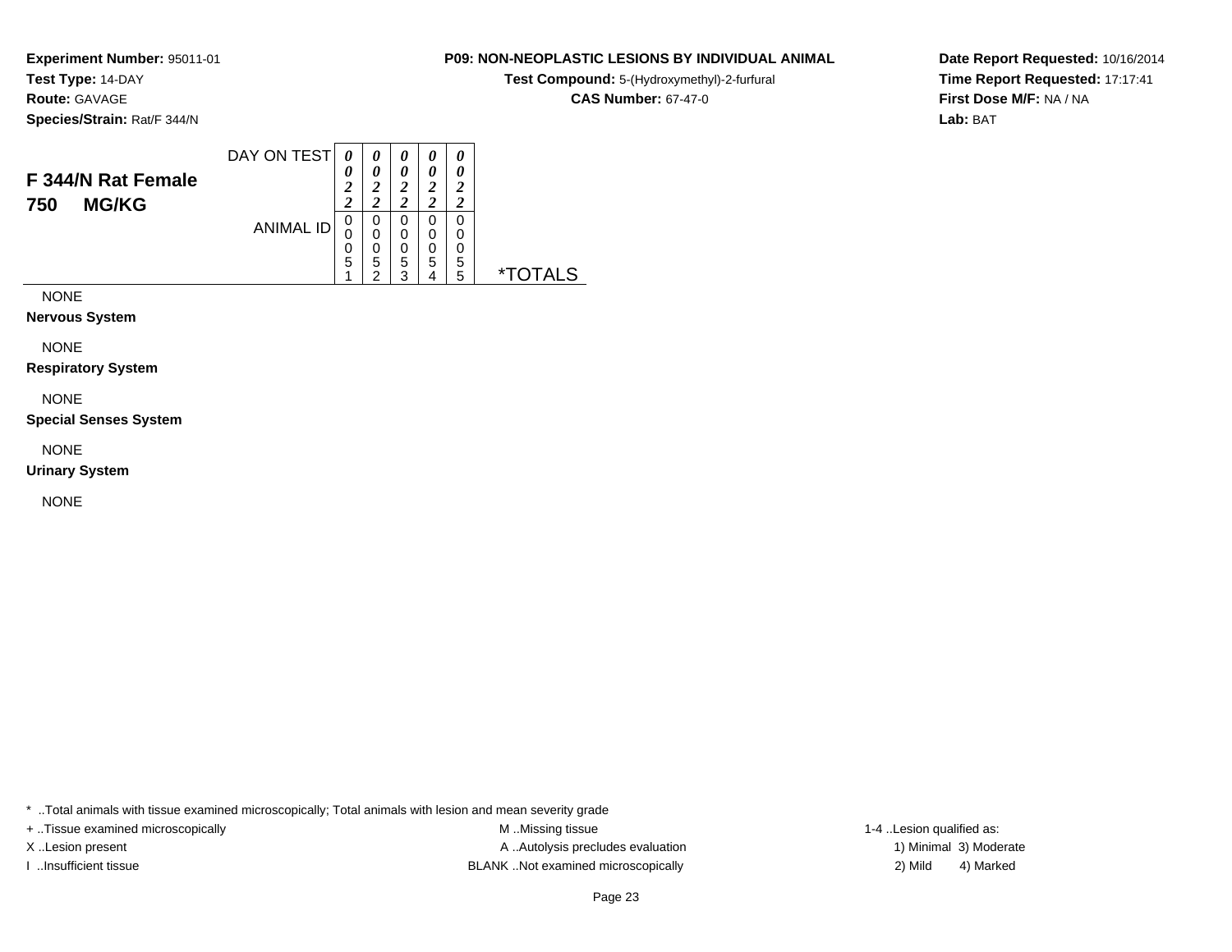**Experiment Number:** 95011-01
**Test Type:** 14-DAY
**Route:** GAVAGE
**Species/Strain:** Rat/F 344/N

**P09: NON-NEOPLASTIC LESIONS BY INDIVIDUAL ANIMAL**
**Test Compound:** 5-(Hydroxymethyl)-2-furfural
**CAS Number:** 67-47-0

**Date Report Requested:** 10/16/2014
**Time Report Requested:** 17:17:41
**First Dose M/F:** NA / NA
**Lab:** BAT

## F 344/N Rat Female 750 MG/KG

| DAY ON TEST | 0022 | 0022 | 0022 | 0022 | 0022 | |
|---|---|---|---|---|---|---|
| **ANIMAL ID** | 00051 | 00052 | 00053 | 00054 | 00055 | ***TOTALS** |
| NONE | | | | | | |
| **Nervous System** | | | | | | |
| NONE | | | | | | |
| **Respiratory System** | | | | | | |
| NONE | | | | | | |
| **Special Senses System** | | | | | | |
| NONE | | | | | | |
| **Urinary System** | | | | | | |
| NONE | | | | | | |

* ..Total animals with tissue examined microscopically; Total animals with lesion and mean severity grade
+ ..Tissue examined microscopically
X ..Lesion present
I ..Insufficient tissue
M ..Missing tissue
A ..Autolysis precludes evaluation
BLANK ..Not examined microscopically
1-4 ..Lesion qualified as:
1) Minimal 3) Moderate
2) Mild 4) Marked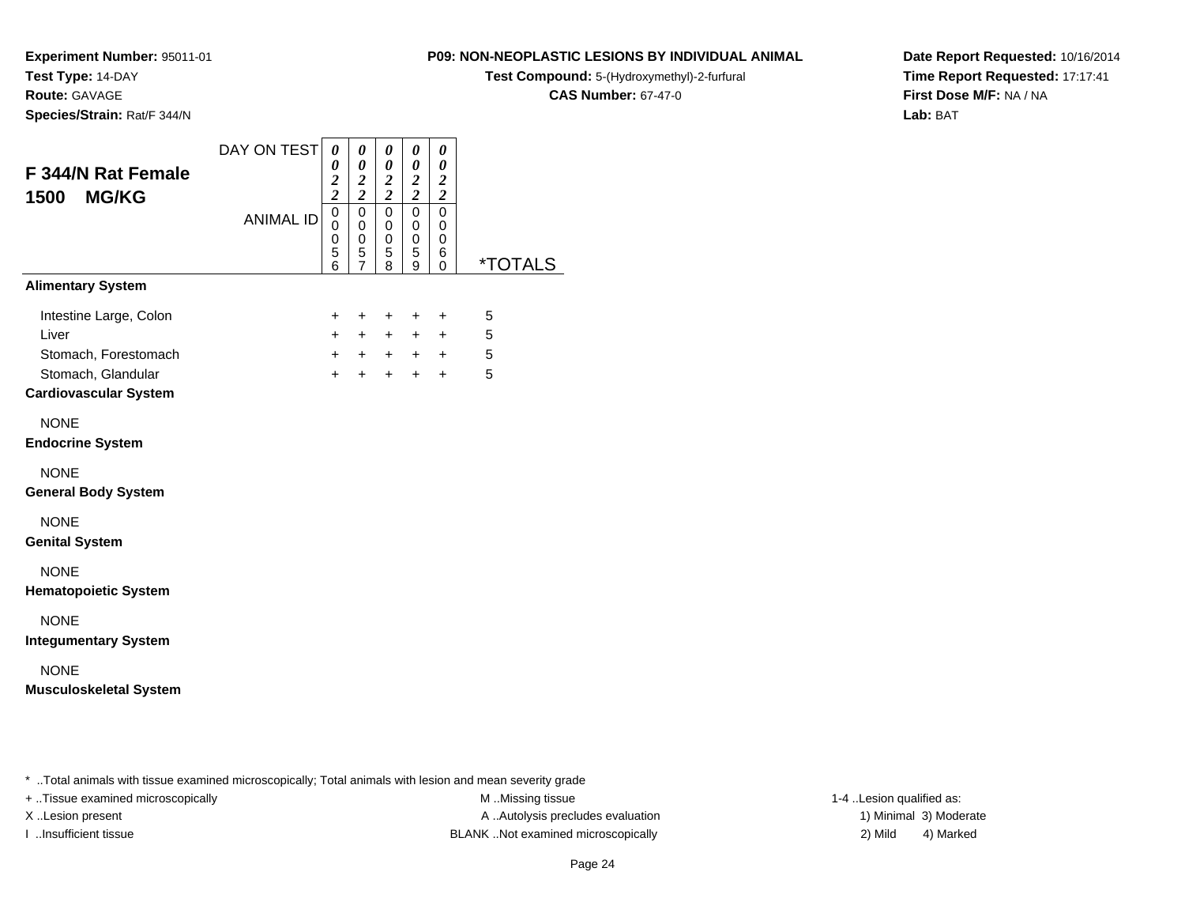**Experiment Number:** 95011-01
**Test Type:** 14-DAY
**Route:** GAVAGE
**Species/Strain:** Rat/F 344/N

**P09: NON-NEOPLASTIC LESIONS BY INDIVIDUAL ANIMAL**
**Test Compound:** 5-(Hydroxymethyl)-2-furfural
**CAS Number:** 67-47-0

**Date Report Requested:** 10/16/2014
**Time Report Requested:** 17:17:41
**First Dose M/F:** NA / NA
**Lab:** BAT

## F 344/N Rat Female 1500 MG/KG

| DAY ON TEST | 0022 | 0022 | 0022 | 0022 | 0022 | |
|---|---|---|---|---|---|---|
| ANIMAL ID | 00056 | 00057 | 00058 | 00059 | 00060 | *TOTALS |
| **Alimentary System** | | | | | | |
| Intestine Large, Colon | + | + | + | + | + | 5 |
| Liver | + | + | + | + | + | 5 |
| Stomach, Forestomach | + | + | + | + | + | 5 |
| Stomach, Glandular | + | + | + | + | + | 5 |
| **Cardiovascular System** | | | | | | |
| NONE | | | | | | |
| **Endocrine System** | | | | | | |
| NONE | | | | | | |
| **General Body System** | | | | | | |
| NONE | | | | | | |
| **Genital System** | | | | | | |
| NONE | | | | | | |
| **Hematopoietic System** | | | | | | |
| NONE | | | | | | |
| **Integumentary System** | | | | | | |
| NONE | | | | | | |
| **Musculoskeletal System** | | | | | | |

* ..Total animals with tissue examined microscopically; Total animals with lesion and mean severity grade

+ ..Tissue examined microscopically
X ..Lesion present
I ..Insufficient tissue

M ..Missing tissue
A ..Autolysis precludes evaluation
BLANK ..Not examined microscopically

1-4 ..Lesion qualified as:
1) Minimal 3) Moderate
2) Mild 4) Marked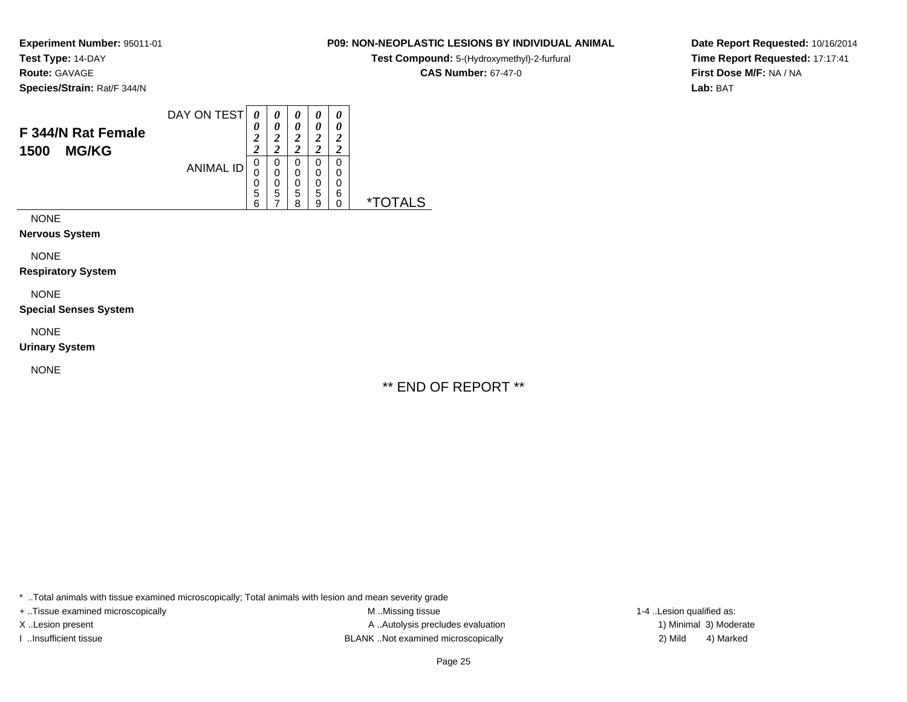**Experiment Number:** 95011-01
**Test Type:** 14-DAY
**Route:** GAVAGE
**Species/Strain:** Rat/F 344/N

**P09: NON-NEOPLASTIC LESIONS BY INDIVIDUAL ANIMAL**
**Test Compound:** 5-(Hydroxymethyl)-2-furfural
**CAS Number:** 67-47-0

**Date Report Requested:** 10/16/2014
**Time Report Requested:** 17:17:41
**First Dose M/F:** NA / NA
**Lab:** BAT

## F 344/N Rat Female
## 1500 MG/KG

| | | | | | | |
|---|---|---|---|---|---|---|
| DAY ON TEST | 0022 | 0022 | 0022 | 0022 | 0022 | |
| ANIMAL ID | 00056 | 00057 | 00058 | 00059 | 00060 | *TOTALS |

NONE

**Nervous System**

NONE

**Respiratory System**

NONE

**Special Senses System**

NONE

**Urinary System**

NONE

** END OF REPORT **

* ..Total animals with tissue examined microscopically; Total animals with lesion and mean severity grade
+ ..Tissue examined microscopically
X ..Lesion present
I ..Insufficient tissue
M ..Missing tissue
A ..Autolysis precludes evaluation
BLANK ..Not examined microscopically
1-4 ..Lesion qualified as:
1) Minimal 3) Moderate
2) Mild 4) Marked